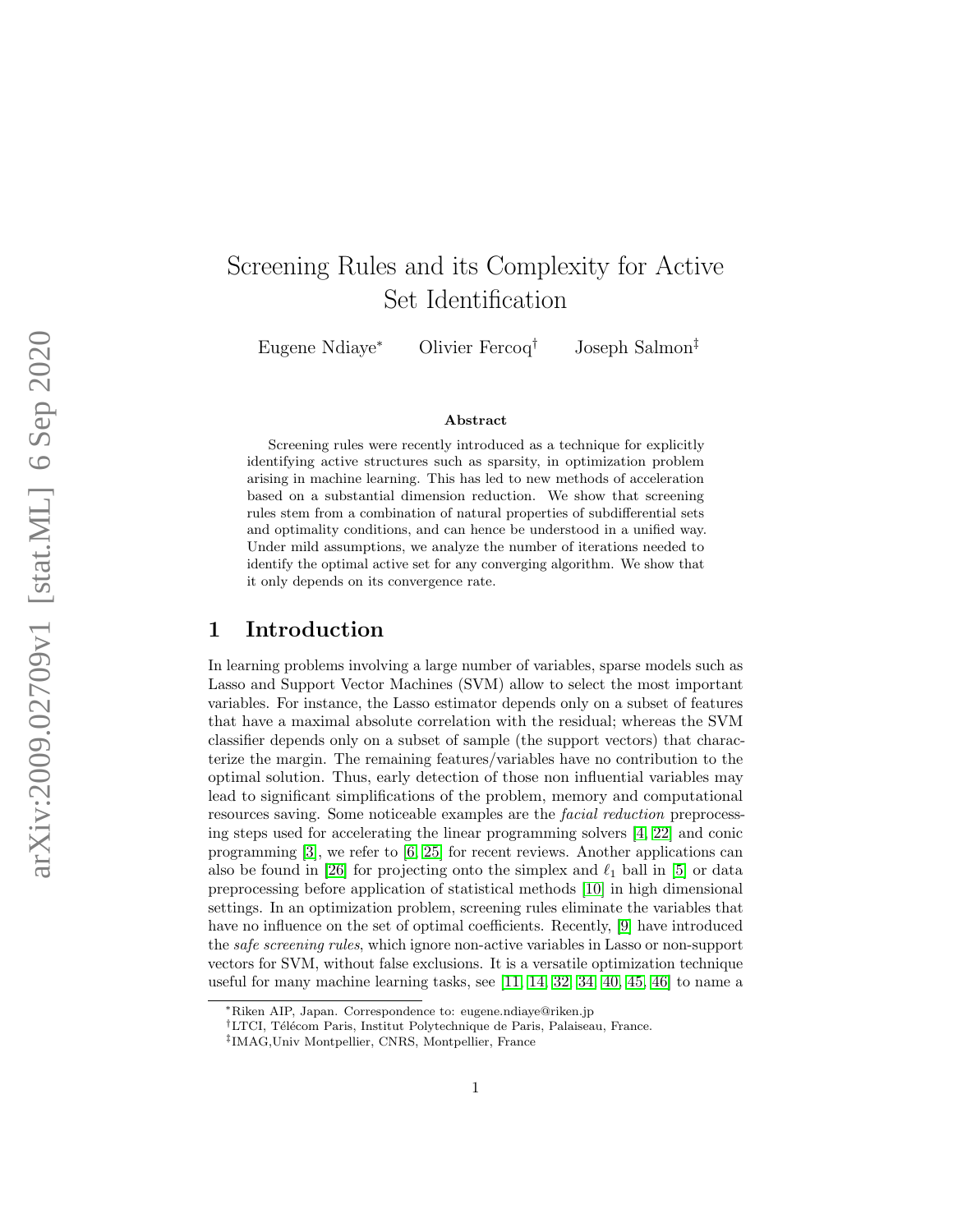# Screening Rules and its Complexity for Active Set Identification

Eugene Ndiaye[*] Olivier Fercoq[†] Joseph Salmon[‡]

### Abstract

Screening rules were recently introduced as a technique for explicitly identifying active structures such as sparsity, in optimization problem arising in machine learning. This has led to new methods of acceleration based on a substantial dimension reduction. We show that screening rules stem from a combination of natural properties of subdifferential sets and optimality conditions, and can hence be understood in a unified way. Under mild assumptions, we analyze the number of iterations needed to identify the optimal active set for any converging algorithm. We show that it only depends on its convergence rate.

## 1 Introduction

In learning problems involving a large number of variables, sparse models such as Lasso and Support Vector Machines (SVM) allow to select the most important variables. For instance, the Lasso estimator depends only on a subset of features that have a maximal absolute correlation with the residual; whereas the SVM classifier depends only on a subset of sample (the support vectors) that characterize the margin. The remaining features/variables have no contribution to the optimal solution. Thus, early detection of those non influential variables may lead to significant simplifications of the problem, memory and computational resources saving. Some noticeable examples are the *facial reduction* preprocessing steps used for accelerating the linear programming solvers [4, 22] and conic programming [3], we refer to [6, 25] for recent reviews. Another applications can also be found in [26] for projecting onto the simplex and $\ell_1$ ball in [5] or data preprocessing before application of statistical methods [10] in high dimensional settings. In an optimization problem, screening rules eliminate the variables that have no influence on the set of optimal coefficients. Recently, [9] have introduced the *safe screening rules*, which ignore non-active variables in Lasso or non-support vectors for SVM, without false exclusions. It is a versatile optimization technique useful for many machine learning tasks, see [11, 14, 32, 34, 40, 45, 46] to name a

---

[*] Riken AIP, Japan. Correspondence to: eugene.ndiaye@riken.jp

[†] LTCI, Télécom Paris, Institut Polytechnique de Paris, Palaiseau, France.

[‡] IMAG,Univ Montpellier, CNRS, Montpellier, France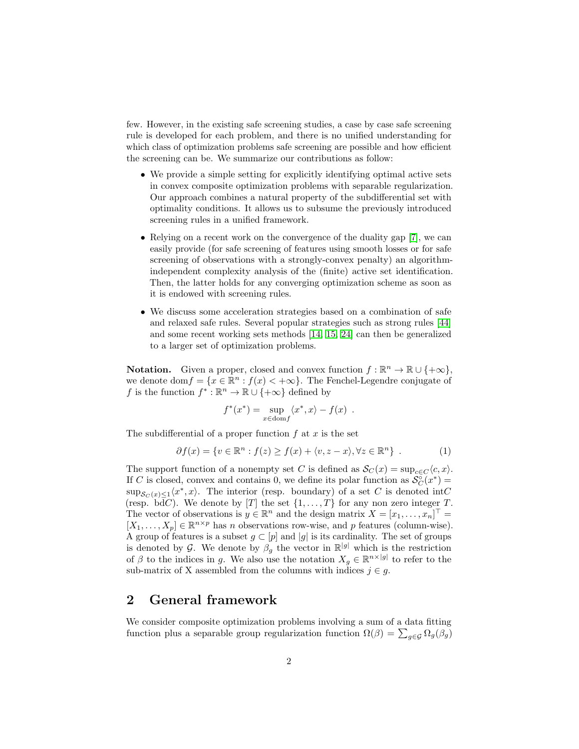few. However, in the existing safe screening studies, a case by case safe screening rule is developed for each problem, and there is no unified understanding for which class of optimization problems safe screening are possible and how efficient the screening can be. We summarize our contributions as follow:

- We provide a simple setting for explicitly identifying optimal active sets in convex composite optimization problems with separable regularization. Our approach combines a natural property of the subdifferential set with optimality conditions. It allows us to subsume the previously introduced screening rules in a unified framework.
- Relying on a recent work on the convergence of the duality gap [7], we can easily provide (for safe screening of features using smooth losses or for safe screening of observations with a strongly-convex penalty) an algorithm-independent complexity analysis of the (finite) active set identification. Then, the latter holds for any converging optimization scheme as soon as it is endowed with screening rules.
- We discuss some acceleration strategies based on a combination of safe and relaxed safe rules. Several popular strategies such as strong rules [44] and some recent working sets methods [14, 15, 24] can then be generalized to a larger set of optimization problems.

**Notation.** Given a proper, closed and convex function $f : \mathbb{R}^n \to \mathbb{R} \cup \{+\infty\}$, we denote $\mathrm{dom} f = \{x \in \mathbb{R}^n : f(x) < +\infty\}$. The Fenchel-Legendre conjugate of $f$ is the function $f^* : \mathbb{R}^n \to \mathbb{R} \cup \{+\infty\}$ defined by

$$f^*(x^*) = \sup_{x \in \mathrm{dom} f} \langle x^*, x\rangle - f(x) \ .$$

The subdifferential of a proper function $f$ at $x$ is the set

$$\partial f(x) = \{v \in \mathbb{R}^n : f(z) \geq f(x) + \langle v, z - x\rangle, \forall z \in \mathbb{R}^n\} \ . \tag{1}$$

The support function of a nonempty set $C$ is defined as $\mathcal{S}_C(x) = \sup_{c \in C} \langle c, x\rangle$. If $C$ is closed, convex and contains 0, we define its polar function as $\mathcal{S}_C^{\circ}(x^*) = \sup_{\mathcal{S}_C(x) \leq 1} \langle x^*, x\rangle$. The interior (resp. boundary) of a set $C$ is denoted $\mathrm{int} C$ (resp. $\mathrm{bd} C$). We denote by $[T]$ the set $\{1, \ldots, T\}$ for any non zero integer $T$. The vector of observations is $y \in \mathbb{R}^n$ and the design matrix $X = [x_1, \ldots, x_n]^\top = [X_1, \ldots, X_p] \in \mathbb{R}^{n \times p}$ has $n$ observations row-wise, and $p$ features (column-wise). A group of features is a subset $g \subset [p]$ and $|g|$ is its cardinality. The set of groups is denoted by $\mathcal{G}$. We denote by $\beta_g$ the vector in $\mathbb{R}^{|g|}$ which is the restriction of $\beta$ to the indices in $g$. We also use the notation $X_g \in \mathbb{R}^{n \times |g|}$ to refer to the sub-matrix of X assembled from the columns with indices $j \in g$.

## 2 General framework

We consider composite optimization problems involving a sum of a data fitting function plus a separable group regularization function $\Omega(\beta) = \sum_{g \in \mathcal{G}} \Omega_g(\beta_g)$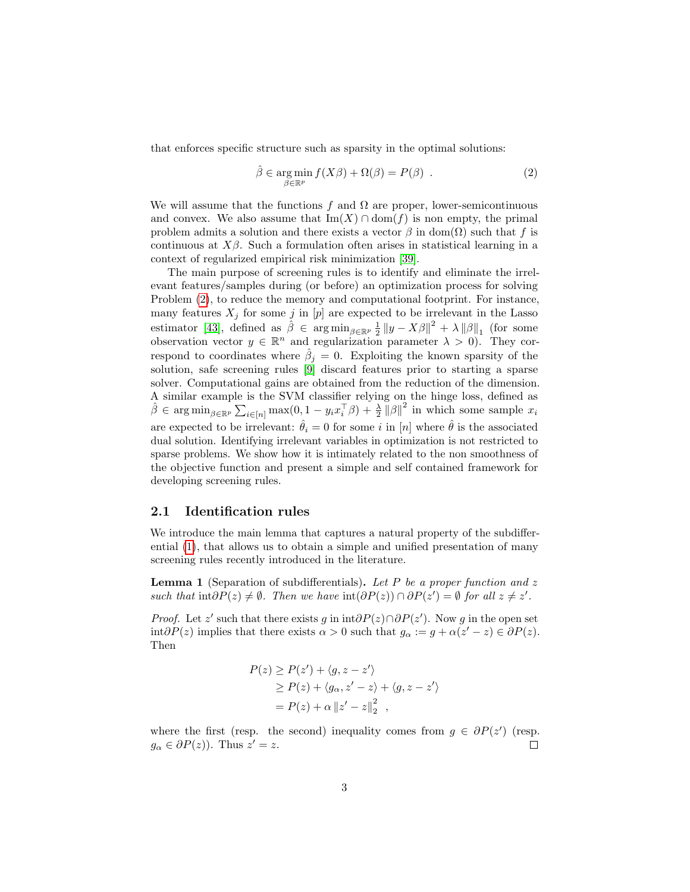that enforces specific structure such as sparsity in the optimal solutions:

$$\hat{\beta} \in \underset{\beta \in \mathbb{R}^p}{\arg\min}\, f(X\beta) + \Omega(\beta) = P(\beta) \enspace . \tag{2}$$

We will assume that the functions $f$ and $\Omega$ are proper, lower-semicontinuous and convex. We also assume that $\mathrm{Im}(X) \cap \mathrm{dom}(f)$ is non empty, the primal problem admits a solution and there exists a vector $\beta$ in $\mathrm{dom}(\Omega)$ such that $f$ is continuous at $X\beta$. Such a formulation often arises in statistical learning in a context of regularized empirical risk minimization [39].

The main purpose of screening rules is to identify and eliminate the irrelevant features/samples during (or before) an optimization process for solving Problem (2), to reduce the memory and computational footprint. For instance, many features $X_j$ for some $j$ in $[p]$ are expected to be irrelevant in the Lasso estimator [43], defined as $\hat{\beta} \in \arg\min_{\beta \in \mathbb{R}^p} \frac{1}{2}\left\|y - X\beta\right\|^2 + \lambda\left\|\beta\right\|_1$ (for some observation vector $y \in \mathbb{R}^n$ and regularization parameter $\lambda > 0$). They correspond to coordinates where $\hat{\beta}_j = 0$. Exploiting the known sparsity of the solution, safe screening rules [9] discard features prior to starting a sparse solver. Computational gains are obtained from the reduction of the dimension. A similar example is the SVM classifier relying on the hinge loss, defined as $\hat{\beta} \in \arg\min_{\beta \in \mathbb{R}^p} \sum_{i \in [n]} \max(0, 1 - y_i x_i^\top \beta) + \frac{\lambda}{2}\left\|\beta\right\|^2$ in which some sample $x_i$ are expected to be irrelevant: $\hat{\theta}_i = 0$ for some $i$ in $[n]$ where $\hat{\theta}$ is the associated dual solution. Identifying irrelevant variables in optimization is not restricted to sparse problems. We show how it is intimately related to the non smoothness of the objective function and present a simple and self contained framework for developing screening rules.

## 2.1 Identification rules

We introduce the main lemma that captures a natural property of the subdifferential (1), that allows us to obtain a simple and unified presentation of many screening rules recently introduced in the literature.

**Lemma 1** (Separation of subdifferentials)**.** *Let $P$ be a proper function and $z$ such that $\mathrm{int}\partial P(z) \neq \emptyset$. Then we have $\mathrm{int}(\partial P(z)) \cap \partial P(z') = \emptyset$ for all $z \neq z'$.*

*Proof.* Let $z'$ such that there exists $g$ in $\mathrm{int}\partial P(z) \cap \partial P(z')$. Now $g$ in the open set $\mathrm{int}\partial P(z)$ implies that there exists $\alpha > 0$ such that $g_\alpha := g + \alpha(z' - z) \in \partial P(z)$. Then

$$\begin{aligned}
P(z) &\geq P(z') + \langle g, z - z' \rangle \\
&\geq P(z) + \langle g_\alpha, z' - z \rangle + \langle g, z - z' \rangle \\
&= P(z) + \alpha \left\|z' - z\right\|_2^2 \enspace ,
\end{aligned}$$

where the first (resp. the second) inequality comes from $g \in \partial P(z')$ (resp. $g_\alpha \in \partial P(z)$). Thus $z' = z$. □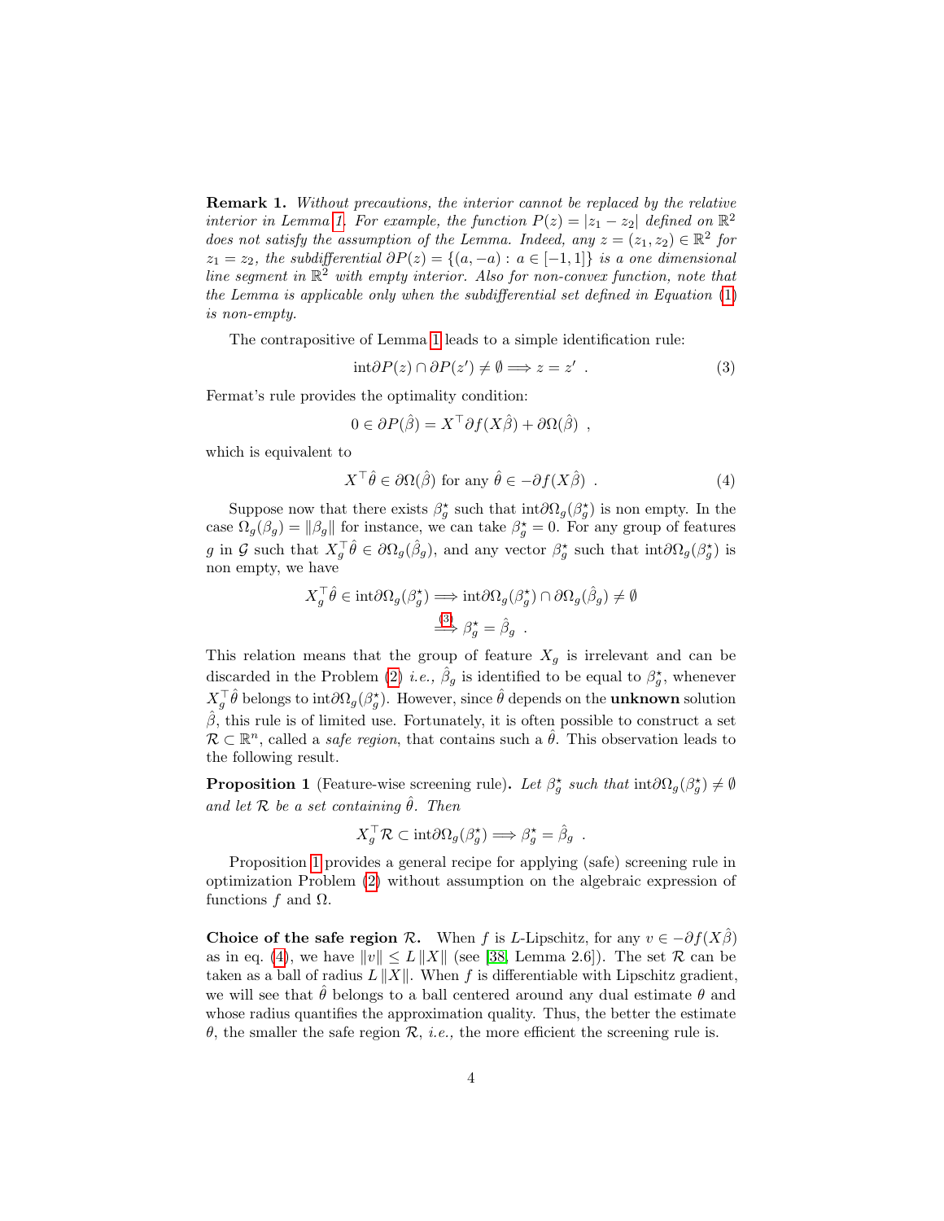**Remark 1.** *Without precautions, the interior cannot be replaced by the relative interior in Lemma 1. For example, the function $P(z) = |z_1 - z_2|$ defined on $\mathbb{R}^2$ does not satisfy the assumption of the Lemma. Indeed, any $z = (z_1, z_2) \in \mathbb{R}^2$ for $z_1 = z_2$, the subdifferential $\partial P(z) = \{(a, -a) : a \in [-1, 1]\}$ is a one dimensional line segment in $\mathbb{R}^2$ with empty interior. Also for non-convex function, note that the Lemma is applicable only when the subdifferential set defined in Equation (1) is non-empty.*

The contrapositive of Lemma 1 leads to a simple identification rule:

$$\mathrm{int}\partial P(z) \cap \partial P(z') \neq \emptyset \Longrightarrow z = z' \ . \tag{3}$$

Fermat's rule provides the optimality condition:

$$0 \in \partial P(\hat{\beta}) = X^\top \partial f(X\hat{\beta}) + \partial \Omega(\hat{\beta}) \ ,$$

which is equivalent to

$$X^\top \hat{\theta} \in \partial \Omega(\hat{\beta}) \text{ for any } \hat{\theta} \in -\partial f(X\hat{\beta}) \ . \tag{4}$$

Suppose now that there exists $\beta_g^\star$ such that $\mathrm{int}\partial\Omega_g(\beta_g^\star)$ is non empty. In the case $\Omega_g(\beta_g) = \|\beta_g\|$ for instance, we can take $\beta_g^\star = 0$. For any group of features $g$ in $\mathcal{G}$ such that $X_g^\top \hat{\theta} \in \partial\Omega_g(\hat{\beta}_g)$, and any vector $\beta_g^\star$ such that $\mathrm{int}\partial\Omega_g(\beta_g^\star)$ is non empty, we have

$$\begin{aligned} X_g^\top \hat{\theta} \in \mathrm{int}\partial\Omega_g(\beta_g^\star) &\Longrightarrow \mathrm{int}\partial\Omega_g(\beta_g^\star) \cap \partial\Omega_g(\hat{\beta}_g) \neq \emptyset \\ &\overset{(3)}{\Longrightarrow} \beta_g^\star = \hat{\beta}_g \ . \end{aligned}$$

This relation means that the group of feature $X_g$ is irrelevant and can be discarded in the Problem (2) *i.e.*, $\hat{\beta}_g$ is identified to be equal to $\beta_g^\star$, whenever $X_g^\top \hat{\theta}$ belongs to $\mathrm{int}\partial\Omega_g(\beta_g^\star)$. However, since $\hat{\theta}$ depends on the **unknown** solution $\hat{\beta}$, this rule is of limited use. Fortunately, it is often possible to construct a set $\mathcal{R} \subset \mathbb{R}^n$, called a *safe region*, that contains such a $\hat{\theta}$. This observation leads to the following result.

**Proposition 1** (Feature-wise screening rule)**.** *Let $\beta_g^\star$ such that $\mathrm{int}\partial\Omega_g(\beta_g^\star) \neq \emptyset$ and let $\mathcal{R}$ be a set containing $\hat{\theta}$. Then*

$$X_g^\top \mathcal{R} \subset \mathrm{int}\partial\Omega_g(\beta_g^\star) \Longrightarrow \beta_g^\star = \hat{\beta}_g \ .$$

Proposition 1 provides a general recipe for applying (safe) screening rule in optimization Problem (2) without assumption on the algebraic expression of functions $f$ and $\Omega$.

**Choice of the safe region $\mathcal{R}$.** When $f$ is $L$-Lipschitz, for any $v \in -\partial f(X\hat{\beta})$ as in eq. (4), we have $\|v\| \leq L\,\|X\|$ (see [38, Lemma 2.6]). The set $\mathcal{R}$ can be taken as a ball of radius $L\,\|X\|$. When $f$ is differentiable with Lipschitz gradient, we will see that $\hat{\theta}$ belongs to a ball centered around any dual estimate $\theta$ and whose radius quantifies the approximation quality. Thus, the better the estimate $\theta$, the smaller the safe region $\mathcal{R}$, *i.e.*, the more efficient the screening rule is.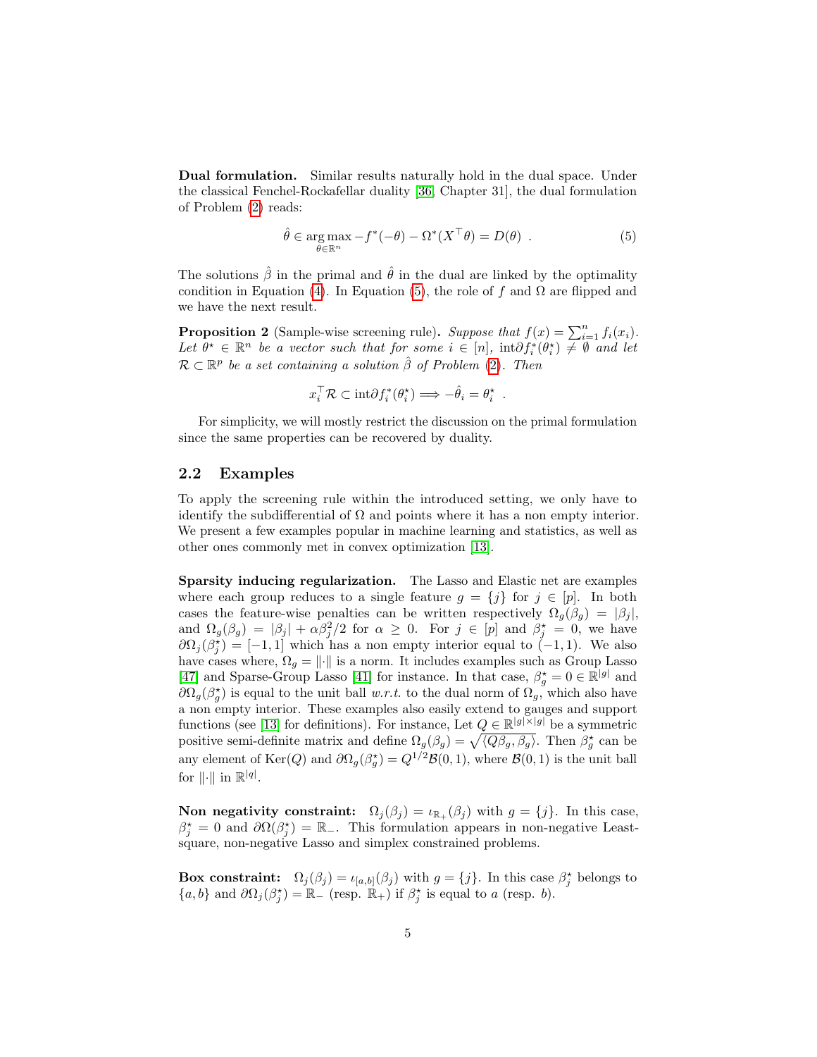**Dual formulation.** Similar results naturally hold in the dual space. Under the classical Fenchel-Rockafellar duality [36, Chapter 31], the dual formulation of Problem (2) reads:

$$\hat{\theta} \in \underset{\theta \in \mathbb{R}^n}{\arg\max} -f^*(-\theta) - \Omega^*(X^\top \theta) = D(\theta) \ . \tag{5}$$

The solutions $\hat{\beta}$ in the primal and $\hat{\theta}$ in the dual are linked by the optimality condition in Equation (4). In Equation (5), the role of $f$ and $\Omega$ are flipped and we have the next result.

**Proposition 2** (Sample-wise screening rule)**.** *Suppose that* $f(x) = \sum_{i=1}^n f_i(x_i)$*. Let* $\theta^\star \in \mathbb{R}^n$ *be a vector such that for some* $i \in [n]$, $\mathrm{int}\partial f_i^*(\theta_i^\star) \neq \emptyset$ *and let* $\mathcal{R} \subset \mathbb{R}^p$ *be a set containing a solution* $\hat{\beta}$ *of Problem* (2)*. Then*

$$x_i^\top \mathcal{R} \subset \mathrm{int}\partial f_i^*(\theta_i^\star) \Longrightarrow -\hat{\theta}_i = \theta_i^\star \ .$$

For simplicity, we will mostly restrict the discussion on the primal formulation since the same properties can be recovered by duality.

## 2.2 Examples

To apply the screening rule within the introduced setting, we only have to identify the subdifferential of $\Omega$ and points where it has a non empty interior. We present a few examples popular in machine learning and statistics, as well as other ones commonly met in convex optimization [13].

**Sparsity inducing regularization.** The Lasso and Elastic net are examples where each group reduces to a single feature $g = \{j\}$ for $j \in [p]$. In both cases the feature-wise penalties can be written respectively $\Omega_g(\beta_g) = |\beta_j|$, and $\Omega_g(\beta_g) = |\beta_j| + \alpha\beta_j^2/2$ for $\alpha \geq 0$. For $j \in [p]$ and $\beta_j^\star = 0$, we have $\partial\Omega_j(\beta_j^\star) = [-1, 1]$ which has a non empty interior equal to $(-1, 1)$. We also have cases where, $\Omega_g = \|\cdot\|$ is a norm. It includes examples such as Group Lasso [47] and Sparse-Group Lasso [41] for instance. In that case, $\beta_g^\star = 0 \in \mathbb{R}^{|g|}$ and $\partial\Omega_g(\beta_g^\star)$ is equal to the unit ball *w.r.t.* to the dual norm of $\Omega_g$, which also have a non empty interior. These examples also easily extend to gauges and support functions (see [13] for definitions). For instance, Let $Q \in \mathbb{R}^{|g|\times|g|}$ be a symmetric positive semi-definite matrix and define $\Omega_g(\beta_g) = \sqrt{\langle Q\beta_g, \beta_g \rangle}$. Then $\beta_g^\star$ can be any element of $\mathrm{Ker}(Q)$ and $\partial\Omega_g(\beta_g^\star) = Q^{1/2}\mathcal{B}(0, 1)$, where $\mathcal{B}(0, 1)$ is the unit ball for $\|\cdot\|$ in $\mathbb{R}^{|g|}$.

**Non negativity constraint:** $\Omega_j(\beta_j) = \iota_{\mathbb{R}_+}(\beta_j)$ with $g = \{j\}$. In this case, $\beta_j^\star = 0$ and $\partial\Omega(\beta_j^\star) = \mathbb{R}_-$. This formulation appears in non-negative Least-square, non-negative Lasso and simplex constrained problems.

**Box constraint:** $\Omega_j(\beta_j) = \iota_{[a,b]}(\beta_j)$ with $g = \{j\}$. In this case $\beta_j^\star$ belongs to $\{a, b\}$ and $\partial\Omega_j(\beta_j^\star) = \mathbb{R}_-$ (resp. $\mathbb{R}_+$) if $\beta_j^\star$ is equal to $a$ (resp. $b$).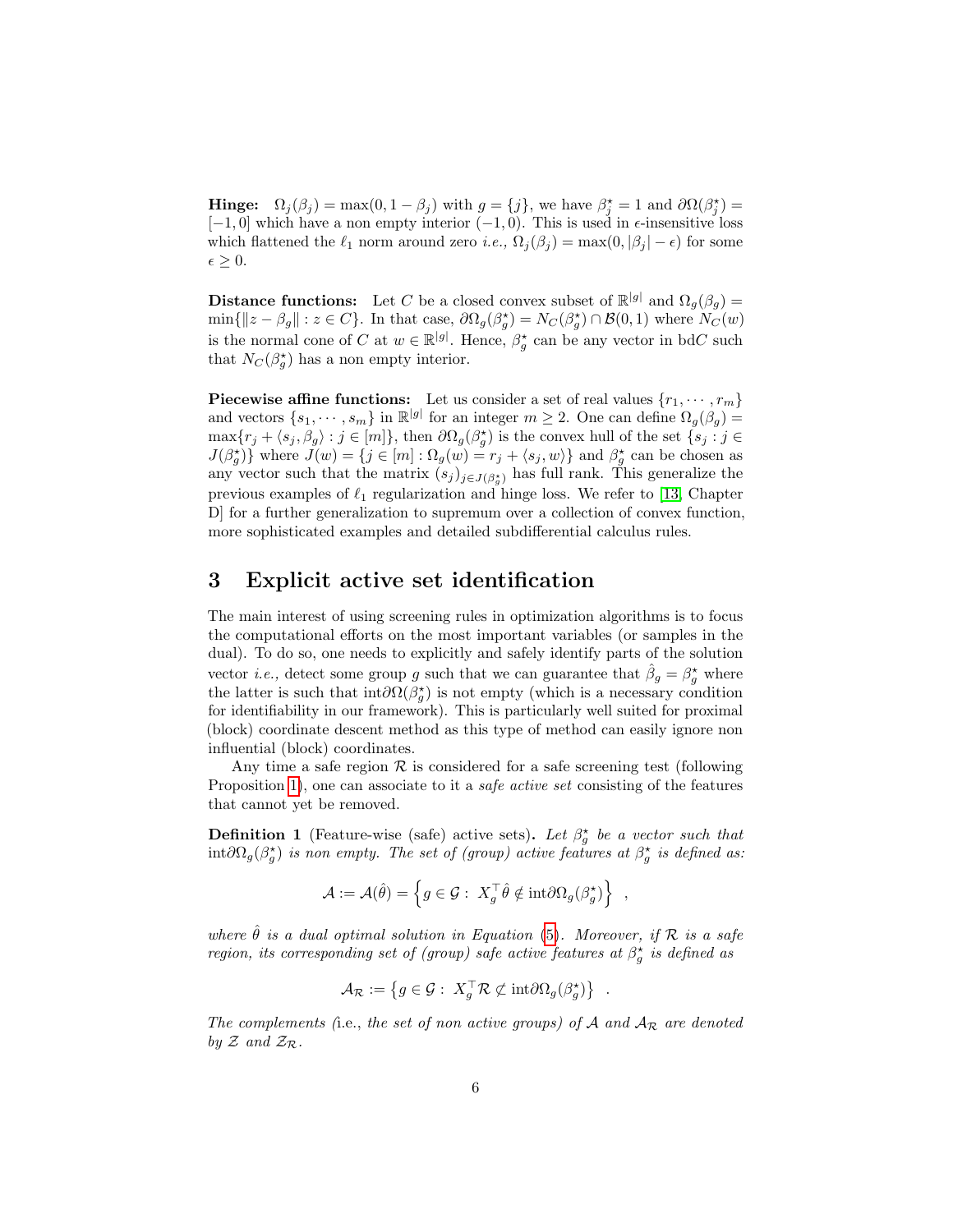**Hinge:** $\Omega_j(\beta_j) = \max(0, 1 - \beta_j)$ with $g = \{j\}$, we have $\beta_j^\star = 1$ and $\partial\Omega(\beta_j^\star) = [-1, 0]$ which have a non empty interior $(-1, 0)$. This is used in $\epsilon$-insensitive loss which flattened the $\ell_1$ norm around zero *i.e.,* $\Omega_j(\beta_j) = \max(0, |\beta_j| - \epsilon)$ for some $\epsilon \geq 0$.

**Distance functions:** Let $C$ be a closed convex subset of $\mathbb{R}^{|g|}$ and $\Omega_g(\beta_g) = \min\{\|z - \beta_g\| : z \in C\}$. In that case, $\partial\Omega_g(\beta_g^\star) = N_C(\beta_g^\star) \cap \mathcal{B}(0, 1)$ where $N_C(w)$ is the normal cone of $C$ at $w \in \mathbb{R}^{|g|}$. Hence, $\beta_g^\star$ can be any vector in bd$C$ such that $N_C(\beta_g^\star)$ has a non empty interior.

**Piecewise affine functions:** Let us consider a set of real values $\{r_1, \cdots, r_m\}$ and vectors $\{s_1, \cdots, s_m\}$ in $\mathbb{R}^{|g|}$ for an integer $m \geq 2$. One can define $\Omega_g(\beta_g) = \max\{r_j + \langle s_j, \beta_g\rangle : j \in [m]\}$, then $\partial\Omega_g(\beta_g^\star)$ is the convex hull of the set $\{s_j : j \in J(\beta_g^\star)\}$ where $J(w) = \{j \in [m] : \Omega_g(w) = r_j + \langle s_j, w\rangle\}$ and $\beta_g^\star$ can be chosen as any vector such that the matrix $(s_j)_{j \in J(\beta_g^\star)}$ has full rank. This generalize the previous examples of $\ell_1$ regularization and hinge loss. We refer to [13, Chapter D] for a further generalization to supremum over a collection of convex function, more sophisticated examples and detailed subdifferential calculus rules.

## 3 Explicit active set identification

The main interest of using screening rules in optimization algorithms is to focus the computational efforts on the most important variables (or samples in the dual). To do so, one needs to explicitly and safely identify parts of the solution vector *i.e.,* detect some group $g$ such that we can guarantee that $\hat{\beta}_g = \beta_g^\star$ where the latter is such that int$\partial\Omega(\beta_g^\star)$ is not empty (which is a necessary condition for identifiability in our framework). This is particularly well suited for proximal (block) coordinate descent method as this type of method can easily ignore non influential (block) coordinates.

Any time a safe region $\mathcal{R}$ is considered for a safe screening test (following Proposition 1), one can associate to it a *safe active set* consisting of the features that cannot yet be removed.

**Definition 1** (Feature-wise (safe) active sets)**.** *Let $\beta_g^\star$ be a vector such that* int$\partial\Omega_g(\beta_g^\star)$ *is non empty. The set of (group) active features at $\beta_g^\star$ is defined as:*

$$\mathcal{A} := \mathcal{A}(\hat{\theta}) = \left\{ g \in \mathcal{G} : \; X_g^\top \hat{\theta} \notin \mathrm{int}\partial\Omega_g(\beta_g^\star) \right\} \;\;,$$

*where $\hat{\theta}$ is a dual optimal solution in Equation (5). Moreover, if $\mathcal{R}$ is a safe region, its corresponding set of (group) safe active features at $\beta_g^\star$ is defined as*

$$\mathcal{A}_{\mathcal{R}} := \left\{ g \in \mathcal{G} : \; X_g^\top \mathcal{R} \not\subset \mathrm{int}\partial\Omega_g(\beta_g^\star) \right\} \;\;.$$

*The complements (*i.e.*, the set of non active groups) of $\mathcal{A}$ and $\mathcal{A}_{\mathcal{R}}$ are denoted by $\mathcal{Z}$ and $\mathcal{Z}_{\mathcal{R}}$.*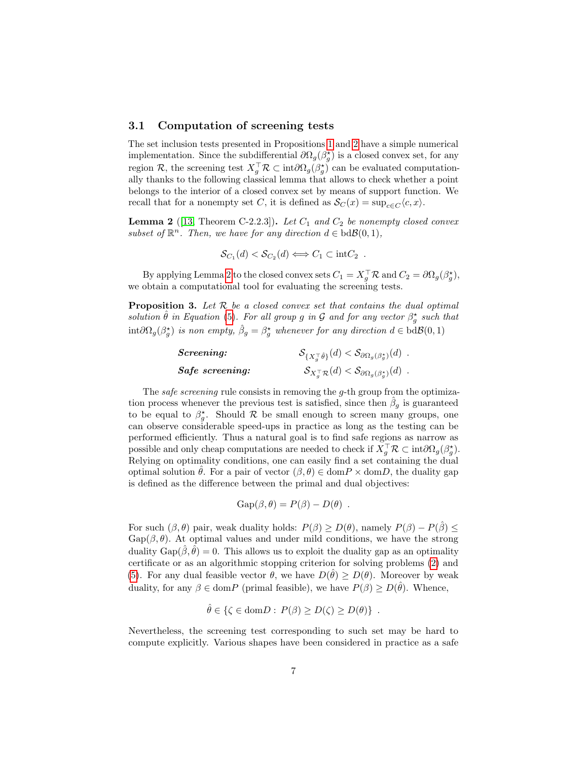### 3.1 Computation of screening tests

The set inclusion tests presented in Propositions 1 and 2 have a simple numerical implementation. Since the subdifferential $\partial\Omega_g(\beta_g^\star)$ is a closed convex set, for any region $\mathcal{R}$, the screening test $X_g^\top \mathcal{R} \subset \mathrm{int}\partial\Omega_g(\beta_g^\star)$ can be evaluated computationally thanks to the following classical lemma that allows to check whether a point belongs to the interior of a closed convex set by means of support function. We recall that for a nonempty set $C$, it is defined as $\mathcal{S}_C(x) = \sup_{c\in C}\langle c, x\rangle$.

**Lemma 2** ([13, Theorem C-2.2.3])**.** *Let $C_1$ and $C_2$ be nonempty closed convex subset of $\mathbb{R}^n$. Then, we have for any direction $d \in \mathrm{bd}\mathcal{B}(0,1)$,*

$$\mathcal{S}_{C_1}(d) < \mathcal{S}_{C_2}(d) \Longleftrightarrow C_1 \subset \mathrm{int}C_2 \ .$$

By applying Lemma 2 to the closed convex sets $C_1 = X_g^\top \mathcal{R}$ and $C_2 = \partial\Omega_g(\beta_g^\star)$, we obtain a computational tool for evaluating the screening tests.

**Proposition 3.** *Let $\mathcal{R}$ be a closed convex set that contains the dual optimal solution $\hat{\theta}$ in Equation (5). For all group $g$ in $\mathcal{G}$ and for any vector $\beta_g^\star$ such that $\mathrm{int}\partial\Omega_g(\beta_g^\star)$ is non empty, $\hat{\beta}_g = \beta_g^\star$ whenever for any direction $d \in \mathrm{bd}\mathcal{B}(0,1)$*

$$\textbf{\textit{Screening:}} \qquad \mathcal{S}_{\{X_g^\top \hat{\theta}\}}(d) < \mathcal{S}_{\partial\Omega_g(\beta_g^\star)}(d) \ .$$

$$\textbf{\textit{Safe screening:}} \qquad \mathcal{S}_{X_g^\top \mathcal{R}}(d) < \mathcal{S}_{\partial\Omega_g(\beta_g^\star)}(d) \ .$$

The *safe screening* rule consists in removing the $g$-th group from the optimization process whenever the previous test is satisfied, since then $\hat{\beta}_g$ is guaranteed to be equal to $\beta_g^\star$. Should $\mathcal{R}$ be small enough to screen many groups, one can observe considerable speed-ups in practice as long as the testing can be performed efficiently. Thus a natural goal is to find safe regions as narrow as possible and only cheap computations are needed to check if $X_g^\top \mathcal{R} \subset \mathrm{int}\partial\Omega_g(\beta_g^\star)$. Relying on optimality conditions, one can easily find a set containing the dual optimal solution $\hat{\theta}$. For a pair of vector $(\beta, \theta) \in \mathrm{dom}P \times \mathrm{dom}D$, the duality gap is defined as the difference between the primal and dual objectives:

$$\mathrm{Gap}(\beta, \theta) = P(\beta) - D(\theta) \ .$$

For such $(\beta, \theta)$ pair, weak duality holds: $P(\beta) \geq D(\theta)$, namely $P(\beta) - P(\hat{\beta}) \leq \mathrm{Gap}(\beta, \theta)$. At optimal values and under mild conditions, we have the strong duality $\mathrm{Gap}(\hat{\beta}, \hat{\theta}) = 0$. This allows us to exploit the duality gap as an optimality certificate or as an algorithmic stopping criterion for solving problems (2) and (5). For any dual feasible vector $\theta$, we have $D(\hat{\theta}) \geq D(\theta)$. Moreover by weak duality, for any $\beta \in \mathrm{dom}P$ (primal feasible), we have $P(\beta) \geq D(\hat{\theta})$. Whence,

$$\hat{\theta} \in \{\zeta \in \mathrm{dom}D : \ P(\beta) \geq D(\zeta) \geq D(\theta)\} \ .$$

Nevertheless, the screening test corresponding to such set may be hard to compute explicitly. Various shapes have been considered in practice as a safe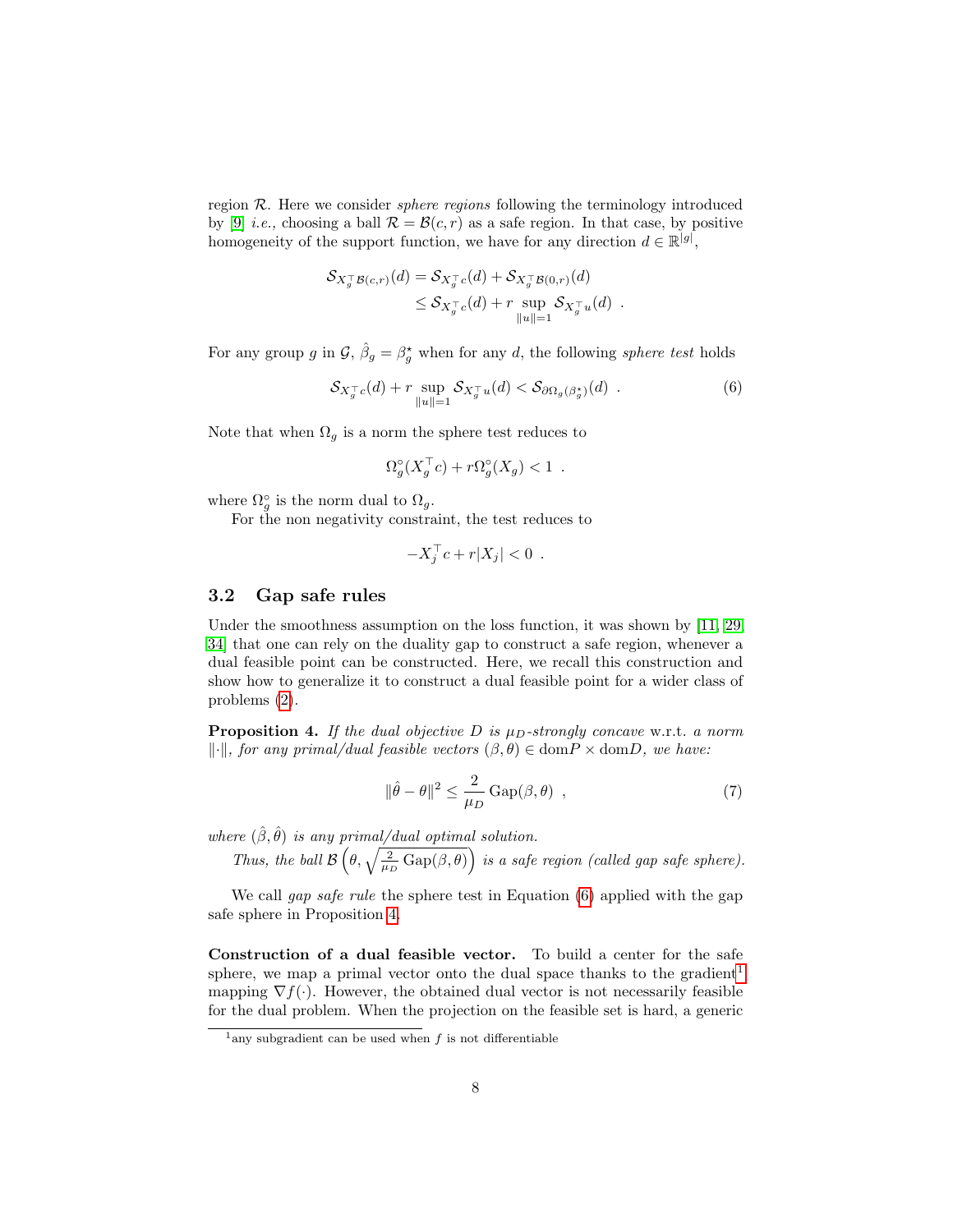region $\mathcal{R}$. Here we consider *sphere regions* following the terminology introduced by [9] *i.e.,* choosing a ball $\mathcal{R} = \mathcal{B}(c, r)$ as a safe region. In that case, by positive homogeneity of the support function, we have for any direction $d \in \mathbb{R}^{|g|}$,

$$
\begin{aligned}
\mathcal{S}_{X_g^\top \mathcal{B}(c,r)}(d) &= \mathcal{S}_{X_g^\top c}(d) + \mathcal{S}_{X_g^\top \mathcal{B}(0,r)}(d) \\
&\leq \mathcal{S}_{X_g^\top c}(d) + r \sup_{\|u\|=1} \mathcal{S}_{X_g^\top u}(d) \enspace .
\end{aligned}
$$

For any group $g$ in $\mathcal{G}$, $\hat{\beta}_g = \beta_g^\star$ when for any $d$, the following *sphere test* holds

$$
\mathcal{S}_{X_g^\top c}(d) + r \sup_{\|u\|=1} \mathcal{S}_{X_g^\top u}(d) < \mathcal{S}_{\partial \Omega_g(\beta_g^\star)}(d) \enspace . \tag{6}
$$

Note that when $\Omega_g$ is a norm the sphere test reduces to

$$
\Omega_g^\circ(X_g^\top c) + r \Omega_g^\circ(X_g) < 1 \enspace .
$$

where $\Omega_g^\circ$ is the norm dual to $\Omega_g$.

For the non negativity constraint, the test reduces to

$$
-X_j^\top c + r|X_j| < 0 \enspace .
$$

### 3.2 Gap safe rules

Under the smoothness assumption on the loss function, it was shown by [11, 29, 34] that one can rely on the duality gap to construct a safe region, whenever a dual feasible point can be constructed. Here, we recall this construction and show how to generalize it to construct a dual feasible point for a wider class of problems (2).

**Proposition 4.** *If the dual objective $D$ is $\mu_D$-strongly concave* w.r.t. *a norm $\|\cdot\|$, for any primal/dual feasible vectors $(\beta, \theta) \in \mathrm{dom}P \times \mathrm{dom}D$, we have:*

$$
\|\hat{\theta} - \theta\|^2 \leq \frac{2}{\mu_D} \operatorname{Gap}(\beta, \theta) \enspace , \tag{7}
$$

*where $(\hat{\beta}, \hat{\theta})$ is any primal/dual optimal solution.*

*Thus, the ball $\mathcal{B}\left(\theta, \sqrt{\frac{2}{\mu_D} \operatorname{Gap}(\beta, \theta)}\right)$ is a safe region (called gap safe sphere).*

We call *gap safe rule* the sphere test in Equation (6) applied with the gap safe sphere in Proposition 4.

**Construction of a dual feasible vector.** To build a center for the safe sphere, we map a primal vector onto the dual space thanks to the gradient[1] mapping $\nabla f(\cdot)$. However, the obtained dual vector is not necessarily feasible for the dual problem. When the projection on the feasible set is hard, a generic

[1] any subgradient can be used when $f$ is not differentiable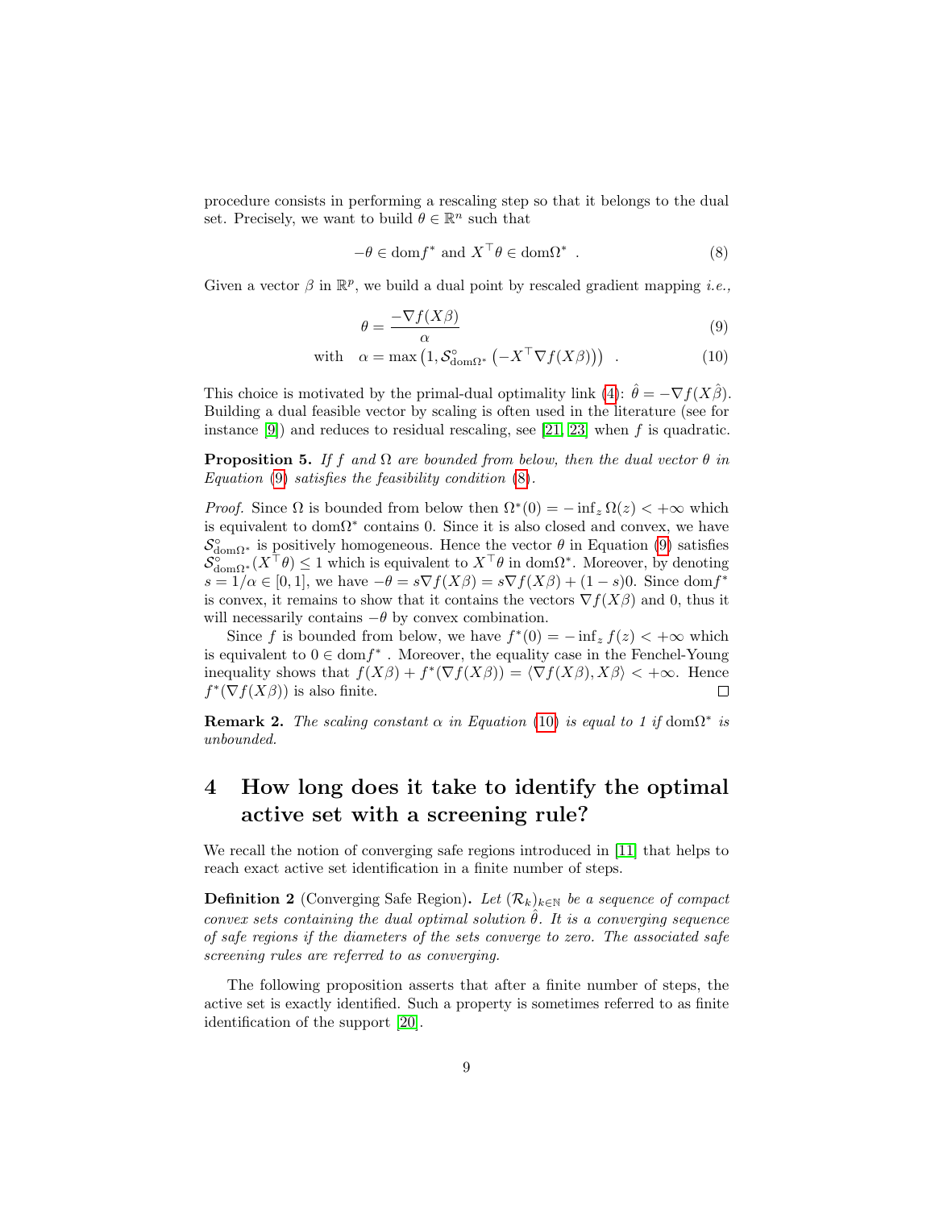procedure consists in performing a rescaling step so that it belongs to the dual set. Precisely, we want to build $\theta \in \mathbb{R}^n$ such that

$$-\theta \in \mathrm{dom} f^* \text{ and } X^\top \theta \in \mathrm{dom}\Omega^* \ . \tag{8}$$

Given a vector $\beta$ in $\mathbb{R}^p$, we build a dual point by rescaled gradient mapping *i.e.,*

$$\theta = \frac{-\nabla f(X\beta)}{\alpha} \tag{9}$$

$$\text{with} \quad \alpha = \max\left(1, \mathcal{S}^\circ_{\mathrm{dom}\Omega^*}\left(-X^\top \nabla f(X\beta)\right)\right) \ . \tag{10}$$

This choice is motivated by the primal-dual optimality link (4): $\hat{\theta} = -\nabla f(X\hat{\beta})$. Building a dual feasible vector by scaling is often used in the literature (see for instance [9]) and reduces to residual rescaling, see [21, 23] when $f$ is quadratic.

**Proposition 5.** *If $f$ and $\Omega$ are bounded from below, then the dual vector $\theta$ in Equation (9) satisfies the feasibility condition (8).*

*Proof.* Since $\Omega$ is bounded from below then $\Omega^*(0) = -\inf_z \Omega(z) < +\infty$ which is equivalent to $\mathrm{dom}\Omega^*$ contains 0. Since it is also closed and convex, we have $\mathcal{S}^\circ_{\mathrm{dom}\Omega^*}$ is positively homogeneous. Hence the vector $\theta$ in Equation (9) satisfies $\mathcal{S}^\circ_{\mathrm{dom}\Omega^*}(X^\top\theta) \leq 1$ which is equivalent to $X^\top\theta$ in $\mathrm{dom}\Omega^*$. Moreover, by denoting $s = 1/\alpha \in [0, 1]$, we have $-\theta = s\nabla f(X\beta) = s\nabla f(X\beta) + (1 - s)0$. Since $\mathrm{dom} f^*$ is convex, it remains to show that it contains the vectors $\nabla f(X\beta)$ and 0, thus it will necessarily contains $-\theta$ by convex combination.

Since $f$ is bounded from below, we have $f^*(0) = -\inf_z f(z) < +\infty$ which is equivalent to $0 \in \mathrm{dom} f^*$ . Moreover, the equality case in the Fenchel-Young inequality shows that $f(X\beta) + f^*(\nabla f(X\beta)) = \langle \nabla f(X\beta), X\beta \rangle < +\infty$. Hence $f^*(\nabla f(X\beta))$ is also finite. □

**Remark 2.** *The scaling constant $\alpha$ in Equation (10) is equal to 1 if $\mathrm{dom}\Omega^*$ is unbounded.*

## 4 How long does it take to identify the optimal active set with a screening rule?

We recall the notion of converging safe regions introduced in [11] that helps to reach exact active set identification in a finite number of steps.

**Definition 2** (Converging Safe Region)**.** *Let $(\mathcal{R}_k)_{k\in\mathbb{N}}$ be a sequence of compact convex sets containing the dual optimal solution $\hat{\theta}$. It is a converging sequence of safe regions if the diameters of the sets converge to zero. The associated safe screening rules are referred to as converging.*

The following proposition asserts that after a finite number of steps, the active set is exactly identified. Such a property is sometimes referred to as finite identification of the support [20].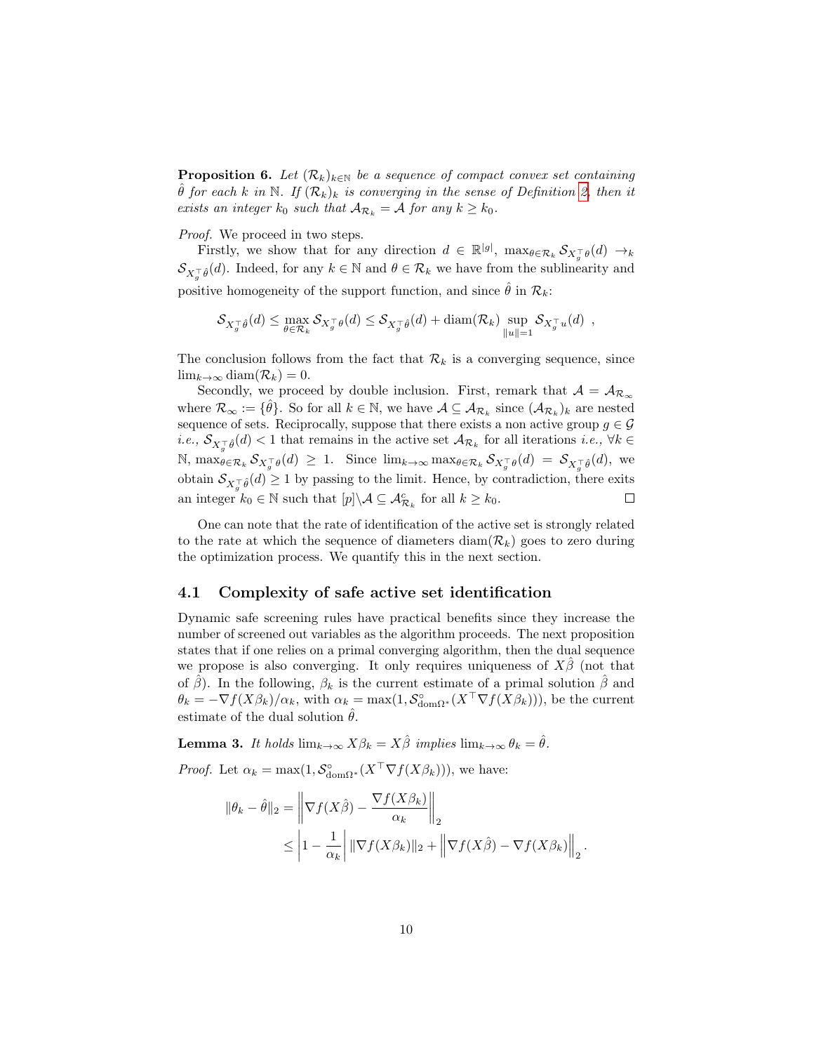**Proposition 6.** *Let $(\mathcal{R}_k)_{k\in\mathbb{N}}$ be a sequence of compact convex set containing $\hat{\theta}$ for each $k$ in $\mathbb{N}$. If $(\mathcal{R}_k)_k$ is converging in the sense of Definition 2, then it exists an integer $k_0$ such that $\mathcal{A}_{\mathcal{R}_k} = \mathcal{A}$ for any $k \geq k_0$.*

*Proof.* We proceed in two steps.

Firstly, we show that for any direction $d \in \mathbb{R}^{|g|}$, $\max_{\theta\in\mathcal{R}_k} \mathcal{S}_{X_g^\top\theta}(d) \to_k \mathcal{S}_{X_g^\top\hat{\theta}}(d)$. Indeed, for any $k \in \mathbb{N}$ and $\theta \in \mathcal{R}_k$ we have from the sublinearity and positive homogeneity of the support function, and since $\hat{\theta}$ in $\mathcal{R}_k$:

$$\mathcal{S}_{X_g^\top\hat{\theta}}(d) \leq \max_{\theta\in\mathcal{R}_k} \mathcal{S}_{X_g^\top\theta}(d) \leq \mathcal{S}_{X_g^\top\hat{\theta}}(d) + \operatorname{diam}(\mathcal{R}_k) \sup_{\|u\|=1} \mathcal{S}_{X_g^\top u}(d) \enspace ,$$

The conclusion follows from the fact that $\mathcal{R}_k$ is a converging sequence, since $\lim_{k\to\infty} \operatorname{diam}(\mathcal{R}_k) = 0$.

Secondly, we proceed by double inclusion. First, remark that $\mathcal{A} = \mathcal{A}_{\mathcal{R}_\infty}$ where $\mathcal{R}_\infty := \{\hat{\theta}\}$. So for all $k \in \mathbb{N}$, we have $\mathcal{A} \subseteq \mathcal{A}_{\mathcal{R}_k}$ since $(\mathcal{A}_{\mathcal{R}_k})_k$ are nested sequence of sets. Reciprocally, suppose that there exists a non active group $g \in \mathcal{G}$ *i.e.,* $\mathcal{S}_{X_g^\top\hat{\theta}}(d) < 1$ that remains in the active set $\mathcal{A}_{\mathcal{R}_k}$ for all iterations *i.e.,* $\forall k \in \mathbb{N}$, $\max_{\theta\in\mathcal{R}_k} \mathcal{S}_{X_g^\top\theta}(d) \geq 1$. Since $\lim_{k\to\infty} \max_{\theta\in\mathcal{R}_k} \mathcal{S}_{X_g^\top\theta}(d) = \mathcal{S}_{X_g^\top\hat{\theta}}(d)$, we obtain $\mathcal{S}_{X_g^\top\hat{\theta}}(d) \geq 1$ by passing to the limit. Hence, by contradiction, there exits an integer $k_0 \in \mathbb{N}$ such that $[p]\backslash\mathcal{A} \subseteq \mathcal{A}^c_{\mathcal{R}_k}$ for all $k \geq k_0$. $\square$

One can note that the rate of identification of the active set is strongly related to the rate at which the sequence of diameters $\operatorname{diam}(\mathcal{R}_k)$ goes to zero during the optimization process. We quantify this in the next section.

## 4.1 Complexity of safe active set identification

Dynamic safe screening rules have practical benefits since they increase the number of screened out variables as the algorithm proceeds. The next proposition states that if one relies on a primal converging algorithm, then the dual sequence we propose is also converging. It only requires uniqueness of $X\hat{\beta}$ (not that of $\hat{\beta}$). In the following, $\beta_k$ is the current estimate of a primal solution $\hat{\beta}$ and $\theta_k = -\nabla f(X\beta_k)/\alpha_k$, with $\alpha_k = \max(1, \mathcal{S}^\circ_{\operatorname{dom}\Omega^*}(X^\top\nabla f(X\beta_k)))$, be the current estimate of the dual solution $\hat{\theta}$.

**Lemma 3.** *It holds $\lim_{k\to\infty} X\beta_k = X\hat{\beta}$ implies $\lim_{k\to\infty}\theta_k = \hat{\theta}$.*

*Proof.* Let $\alpha_k = \max(1, \mathcal{S}^\circ_{\operatorname{dom}\Omega^*}(X^\top\nabla f(X\beta_k)))$, we have:

$$\begin{aligned}
\|\theta_k - \hat{\theta}\|_2 &= \left\|\nabla f(X\hat{\beta}) - \frac{\nabla f(X\beta_k)}{\alpha_k}\right\|_2 \\
&\leq \left|1 - \frac{1}{\alpha_k}\right| \|\nabla f(X\beta_k)\|_2 + \left\|\nabla f(X\hat{\beta}) - \nabla f(X\beta_k)\right\|_2 .
\end{aligned}$$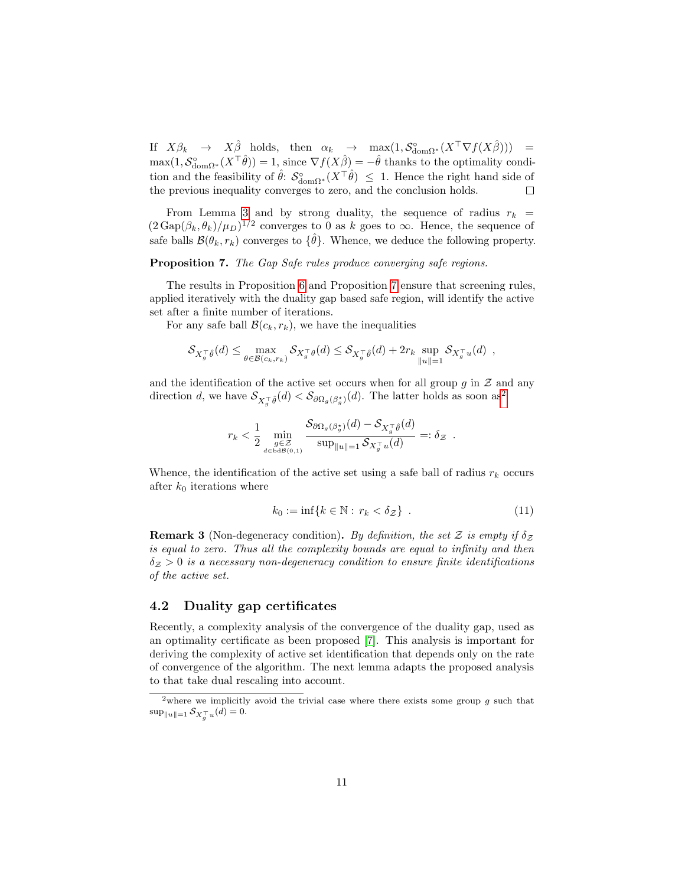If $X\beta_k \to X\hat{\beta}$ holds, then $\alpha_k \to \max(1, \mathcal{S}^{\circ}_{\mathrm{dom}\Omega^*}(X^\top \nabla f(X\hat{\beta}))) = \max(1, \mathcal{S}^{\circ}_{\mathrm{dom}\Omega^*}(X^\top \hat{\theta})) = 1$, since $\nabla f(X\hat{\beta}) = -\hat{\theta}$ thanks to the optimality condition and the feasibility of $\hat{\theta}$: $\mathcal{S}^{\circ}_{\mathrm{dom}\Omega^*}(X^\top \hat{\theta}) \leq 1$. Hence the right hand side of the previous inequality converges to zero, and the conclusion holds. □

From Lemma 3 and by strong duality, the sequence of radius $r_k = (2\,\mathrm{Gap}(\beta_k, \theta_k)/\mu_D)^{1/2}$ converges to 0 as $k$ goes to $\infty$. Hence, the sequence of safe balls $\mathcal{B}(\theta_k, r_k)$ converges to $\{\hat{\theta}\}$. Whence, we deduce the following property.

**Proposition 7.** *The Gap Safe rules produce converging safe regions.*

The results in Proposition 6 and Proposition 7 ensure that screening rules, applied iteratively with the duality gap based safe region, will identify the active set after a finite number of iterations.

For any safe ball $\mathcal{B}(c_k, r_k)$, we have the inequalities

$$\mathcal{S}_{X_g^\top \hat{\theta}}(d) \leq \max_{\theta \in \mathcal{B}(c_k, r_k)} \mathcal{S}_{X_g^\top \theta}(d) \leq \mathcal{S}_{X_g^\top \hat{\theta}}(d) + 2r_k \sup_{\|u\|=1} \mathcal{S}_{X_g^\top u}(d) \ ,$$

and the identification of the active set occurs when for all group $g$ in $\mathcal{Z}$ and any direction $d$, we have $\mathcal{S}_{X_g^\top \hat{\theta}}(d) < \mathcal{S}_{\partial\Omega_g(\beta_g^\star)}(d)$. The latter holds as soon as[2]

$$r_k < \frac{1}{2} \min_{\substack{g \in \mathcal{Z} \\ d \in \mathrm{bd}\mathcal{B}(0,1)}} \frac{\mathcal{S}_{\partial\Omega_g(\beta_g^\star)}(d) - \mathcal{S}_{X_g^\top \hat{\theta}}(d)}{\sup_{\|u\|=1} \mathcal{S}_{X_g^\top u}(d)} =: \delta_{\mathcal{Z}} \ .$$

Whence, the identification of the active set using a safe ball of radius $r_k$ occurs after $k_0$ iterations where

$$k_0 := \inf\{k \in \mathbb{N} : r_k < \delta_{\mathcal{Z}}\} \ . \tag{11}$$

**Remark 3** (Non-degeneracy condition)**.** *By definition, the set $\mathcal{Z}$ is empty if $\delta_{\mathcal{Z}}$ is equal to zero. Thus all the complexity bounds are equal to infinity and then $\delta_{\mathcal{Z}} > 0$ is a necessary non-degeneracy condition to ensure finite identifications of the active set.*

## 4.2 Duality gap certificates

Recently, a complexity analysis of the convergence of the duality gap, used as an optimality certificate as been proposed [7]. This analysis is important for deriving the complexity of active set identification that depends only on the rate of convergence of the algorithm. The next lemma adapts the proposed analysis to that take dual rescaling into account.

---

[2] where we implicitly avoid the trivial case where there exists some group $g$ such that $\sup_{\|u\|=1} \mathcal{S}_{X_g^\top u}(d) = 0$.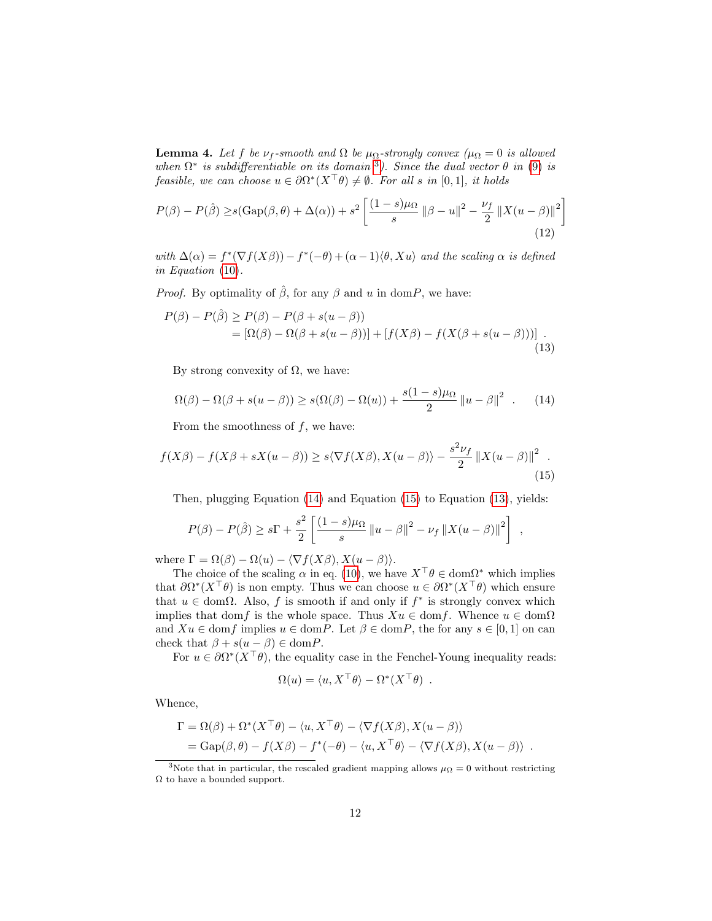**Lemma 4.** *Let $f$ be $\nu_f$-smooth and $\Omega$ be $\mu_\Omega$-strongly convex ($\mu_\Omega = 0$ is allowed when $\Omega^*$ is subdifferentiable on its domain [3]). Since the dual vector $\theta$ in (9) is feasible, we can choose $u \in \partial\Omega^*(X^\top\theta) \neq \emptyset$. For all $s$ in $[0, 1]$, it holds*

$$P(\beta) - P(\hat{\beta}) \geq s(\mathrm{Gap}(\beta, \theta) + \Delta(\alpha)) + s^2 \left[\frac{(1-s)\mu_\Omega}{s} \|\beta - u\|^2 - \frac{\nu_f}{2} \|X(u - \beta)\|^2\right] \tag{12}$$

*with $\Delta(\alpha) = f^*(\nabla f(X\beta)) - f^*(-\theta) + (\alpha - 1)\langle\theta, Xu\rangle$ and the scaling $\alpha$ is defined in Equation (10).*

*Proof.* By optimality of $\hat{\beta}$, for any $\beta$ and $u$ in $\mathrm{dom}P$, we have:

$$\begin{aligned} P(\beta) - P(\hat{\beta}) &\geq P(\beta) - P(\beta + s(u - \beta)) \\ &= [\Omega(\beta) - \Omega(\beta + s(u - \beta))] + [f(X\beta) - f(X(\beta + s(u - \beta)))] \ . \end{aligned} \tag{13}$$

By strong convexity of $\Omega$, we have:

$$\Omega(\beta) - \Omega(\beta + s(u - \beta)) \geq s(\Omega(\beta) - \Omega(u)) + \frac{s(1-s)\mu_\Omega}{2} \|u - \beta\|^2 \ . \tag{14}$$

From the smoothness of $f$, we have:

$$f(X\beta) - f(X\beta + sX(u - \beta)) \geq s\langle\nabla f(X\beta), X(u - \beta)\rangle - \frac{s^2\nu_f}{2} \|X(u - \beta)\|^2 \ . \tag{15}$$

Then, plugging Equation (14) and Equation (15) to Equation (13), yields:

$$P(\beta) - P(\hat{\beta}) \geq s\Gamma + \frac{s^2}{2}\left[\frac{(1-s)\mu_\Omega}{s} \|u - \beta\|^2 - \nu_f \|X(u - \beta)\|^2\right] \ ,$$

where $\Gamma = \Omega(\beta) - \Omega(u) - \langle\nabla f(X\beta), X(u - \beta)\rangle$.

The choice of the scaling $\alpha$ in eq. (10), we have $X^\top\theta \in \mathrm{dom}\Omega^*$ which implies that $\partial\Omega^*(X^\top\theta)$ is non empty. Thus we can choose $u \in \partial\Omega^*(X^\top\theta)$ which ensure that $u \in \mathrm{dom}\Omega$. Also, $f$ is smooth if and only if $f^*$ is strongly convex which implies that $\mathrm{dom}f$ is the whole space. Thus $Xu \in \mathrm{dom}f$. Whence $u \in \mathrm{dom}\Omega$ and $Xu \in \mathrm{dom}f$ implies $u \in \mathrm{dom}P$. Let $\beta \in \mathrm{dom}P$, the for any $s \in [0, 1]$ on can check that $\beta + s(u - \beta) \in \mathrm{dom}P$.

For $u \in \partial\Omega^*(X^\top\theta)$, the equality case in the Fenchel-Young inequality reads:

$$\Omega(u) = \langle u, X^\top\theta\rangle - \Omega^*(X^\top\theta) \ .$$

Whence,

$$\begin{aligned} \Gamma &= \Omega(\beta) + \Omega^*(X^\top\theta) - \langle u, X^\top\theta\rangle - \langle\nabla f(X\beta), X(u - \beta)\rangle \\ &= \mathrm{Gap}(\beta, \theta) - f(X\beta) - f^*(-\theta) - \langle u, X^\top\theta\rangle - \langle\nabla f(X\beta), X(u - \beta)\rangle \ . \end{aligned}$$

---

[3] Note that in particular, the rescaled gradient mapping allows $\mu_\Omega = 0$ without restricting $\Omega$ to have a bounded support.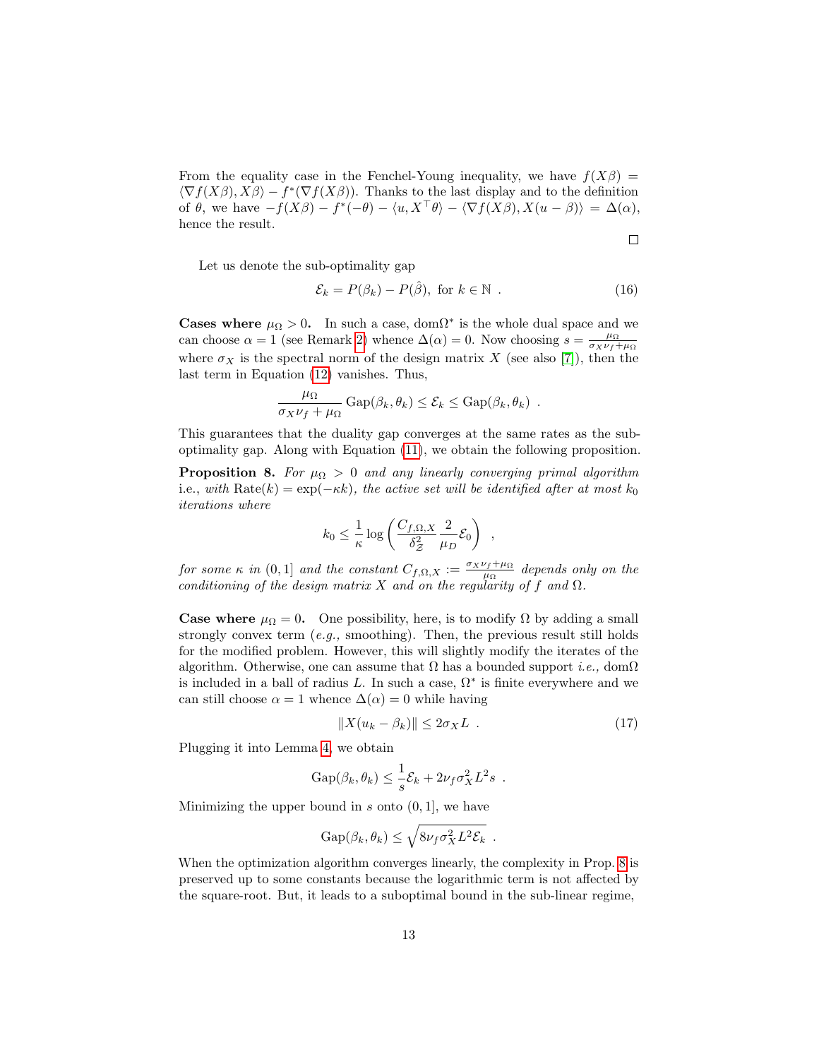From the equality case in the Fenchel-Young inequality, we have $f(X\beta) = \langle \nabla f(X\beta), X\beta \rangle - f^*(\nabla f(X\beta))$. Thanks to the last display and to the definition of $\theta$, we have $-f(X\beta) - f^*(-\theta) - \langle u, X^\top \theta \rangle - \langle \nabla f(X\beta), X(u-\beta) \rangle = \Delta(\alpha)$, hence the result.

□

Let us denote the sub-optimality gap

$$\mathcal{E}_k = P(\beta_k) - P(\hat{\beta}), \text{ for } k \in \mathbb{N} \ . \tag{16}$$

**Cases where $\mu_\Omega > 0$.** In such a case, $\mathrm{dom}\Omega^*$ is the whole dual space and we can choose $\alpha = 1$ (see Remark 2) whence $\Delta(\alpha) = 0$. Now choosing $s = \frac{\mu_\Omega}{\sigma_X \nu_f + \mu_\Omega}$ where $\sigma_X$ is the spectral norm of the design matrix $X$ (see also [7]), then the last term in Equation (12) vanishes. Thus,

$$\frac{\mu_\Omega}{\sigma_X \nu_f + \mu_\Omega} \operatorname{Gap}(\beta_k, \theta_k) \leq \mathcal{E}_k \leq \operatorname{Gap}(\beta_k, \theta_k) \ .$$

This guarantees that the duality gap converges at the same rates as the sub-optimality gap. Along with Equation (11), we obtain the following proposition.

**Proposition 8.** *For $\mu_\Omega > 0$ and any linearly converging primal algorithm* i.e., *with $\operatorname{Rate}(k) = \exp(-\kappa k)$, the active set will be identified after at most $k_0$ iterations where*

$$k_0 \leq \frac{1}{\kappa} \log\left( \frac{C_{f,\Omega,X}}{\delta_{\mathcal{Z}}^2} \frac{2}{\mu_D} \mathcal{E}_0 \right) \ ,$$

*for some $\kappa$ in $(0,1]$ and the constant $C_{f,\Omega,X} := \frac{\sigma_X \nu_f + \mu_\Omega}{\mu_\Omega}$ depends only on the conditioning of the design matrix $X$ and on the regularity of $f$ and $\Omega$.*

**Case where $\mu_\Omega = 0$.** One possibility, here, is to modify $\Omega$ by adding a small strongly convex term (*e.g.,* smoothing). Then, the previous result still holds for the modified problem. However, this will slightly modify the iterates of the algorithm. Otherwise, one can assume that $\Omega$ has a bounded support *i.e.,* $\mathrm{dom}\Omega$ is included in a ball of radius $L$. In such a case, $\Omega^*$ is finite everywhere and we can still choose $\alpha = 1$ whence $\Delta(\alpha) = 0$ while having

$$\|X(u_k - \beta_k)\| \leq 2\sigma_X L \ . \tag{17}$$

Plugging it into Lemma 4, we obtain

$$\operatorname{Gap}(\beta_k, \theta_k) \leq \frac{1}{s}\mathcal{E}_k + 2\nu_f \sigma_X^2 L^2 s \ .$$

Minimizing the upper bound in $s$ onto $(0,1]$, we have

$$\operatorname{Gap}(\beta_k, \theta_k) \leq \sqrt{8\nu_f \sigma_X^2 L^2 \mathcal{E}_k} \ .$$

When the optimization algorithm converges linearly, the complexity in Prop. 8 is preserved up to some constants because the logarithmic term is not affected by the square-root. But, it leads to a suboptimal bound in the sub-linear regime,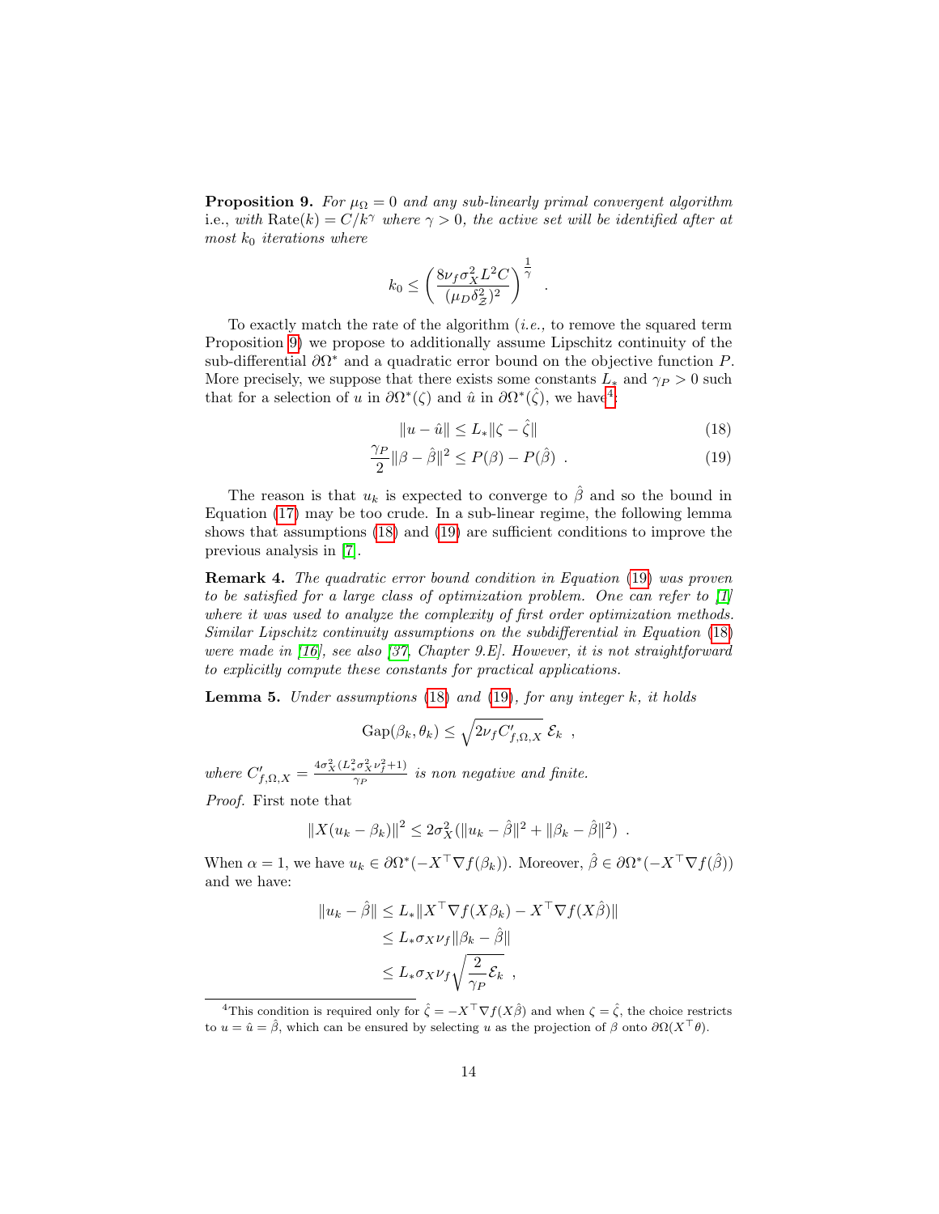**Proposition 9.** *For $\mu_\Omega = 0$ and any sub-linearly primal convergent algorithm* i.e., *with* $\mathrm{Rate}(k) = C/k^\gamma$ *where* $\gamma > 0$, *the active set will be identified after at most* $k_0$ *iterations where*

$$k_0 \leq \left( \frac{8\nu_f \sigma_X^2 L^2 C}{(\mu_D \delta_{\mathcal{Z}}^2)^2} \right)^{\frac{1}{\gamma}} \enspace .$$

To exactly match the rate of the algorithm (*i.e.,* to remove the squared term Proposition 9) we propose to additionally assume Lipschitz continuity of the sub-differential $\partial\Omega^*$ and a quadratic error bound on the objective function $P$. More precisely, we suppose that there exists some constants $L_*$ and $\gamma_P > 0$ such that for a selection of $u$ in $\partial\Omega^*(\zeta)$ and $\hat{u}$ in $\partial\Omega^*(\hat{\zeta})$, we have[4]:

$$\|u - \hat{u}\| \leq L_* \|\zeta - \hat{\zeta}\| \tag{18}$$

$$\frac{\gamma_P}{2}\|\beta - \hat{\beta}\|^2 \leq P(\beta) - P(\hat{\beta}) \enspace . \tag{19}$$

The reason is that $u_k$ is expected to converge to $\hat{\beta}$ and so the bound in Equation (17) may be too crude. In a sub-linear regime, the following lemma shows that assumptions (18) and (19) are sufficient conditions to improve the previous analysis in [7].

**Remark 4.** *The quadratic error bound condition in Equation (19) was proven to be satisfied for a large class of optimization problem. One can refer to [1] where it was used to analyze the complexity of first order optimization methods. Similar Lipschitz continuity assumptions on the subdifferential in Equation (18) were made in [16], see also [37, Chapter 9.E]. However, it is not straightforward to explicitly compute these constants for practical applications.*

**Lemma 5.** *Under assumptions (18) and (19), for any integer $k$, it holds*

$$\mathrm{Gap}(\beta_k, \theta_k) \leq \sqrt{2\nu_f C'_{f,\Omega,X}}\, \mathcal{E}_k \enspace ,$$

*where* $C'_{f,\Omega,X} = \frac{4\sigma_X^2(L_*^2\sigma_X^2\nu_f^2 + 1)}{\gamma_P}$ *is non negative and finite.*

*Proof.* First note that

$$\|X(u_k - \beta_k)\|^2 \leq 2\sigma_X^2(\|u_k - \hat{\beta}\|^2 + \|\beta_k - \hat{\beta}\|^2) \enspace .$$

When $\alpha = 1$, we have $u_k \in \partial\Omega^*(-X^\top \nabla f(\beta_k))$. Moreover, $\hat{\beta} \in \partial\Omega^*(-X^\top \nabla f(\hat{\beta}))$ and we have:

$$\begin{aligned}
\|u_k - \hat{\beta}\| &\leq L_* \|X^\top \nabla f(X\beta_k) - X^\top \nabla f(X\hat{\beta})\| \\
&\leq L_* \sigma_X \nu_f \|\beta_k - \hat{\beta}\| \\
&\leq L_* \sigma_X \nu_f \sqrt{\frac{2}{\gamma_P}\mathcal{E}_k} \enspace ,
\end{aligned}$$

---

[4] This condition is required only for $\hat{\zeta} = -X^\top \nabla f(X\hat{\beta})$ and when $\zeta = \hat{\zeta}$, the choice restricts to $u = \hat{u} = \hat{\beta}$, which can be ensured by selecting $u$ as the projection of $\beta$ onto $\partial\Omega(X^\top\theta)$.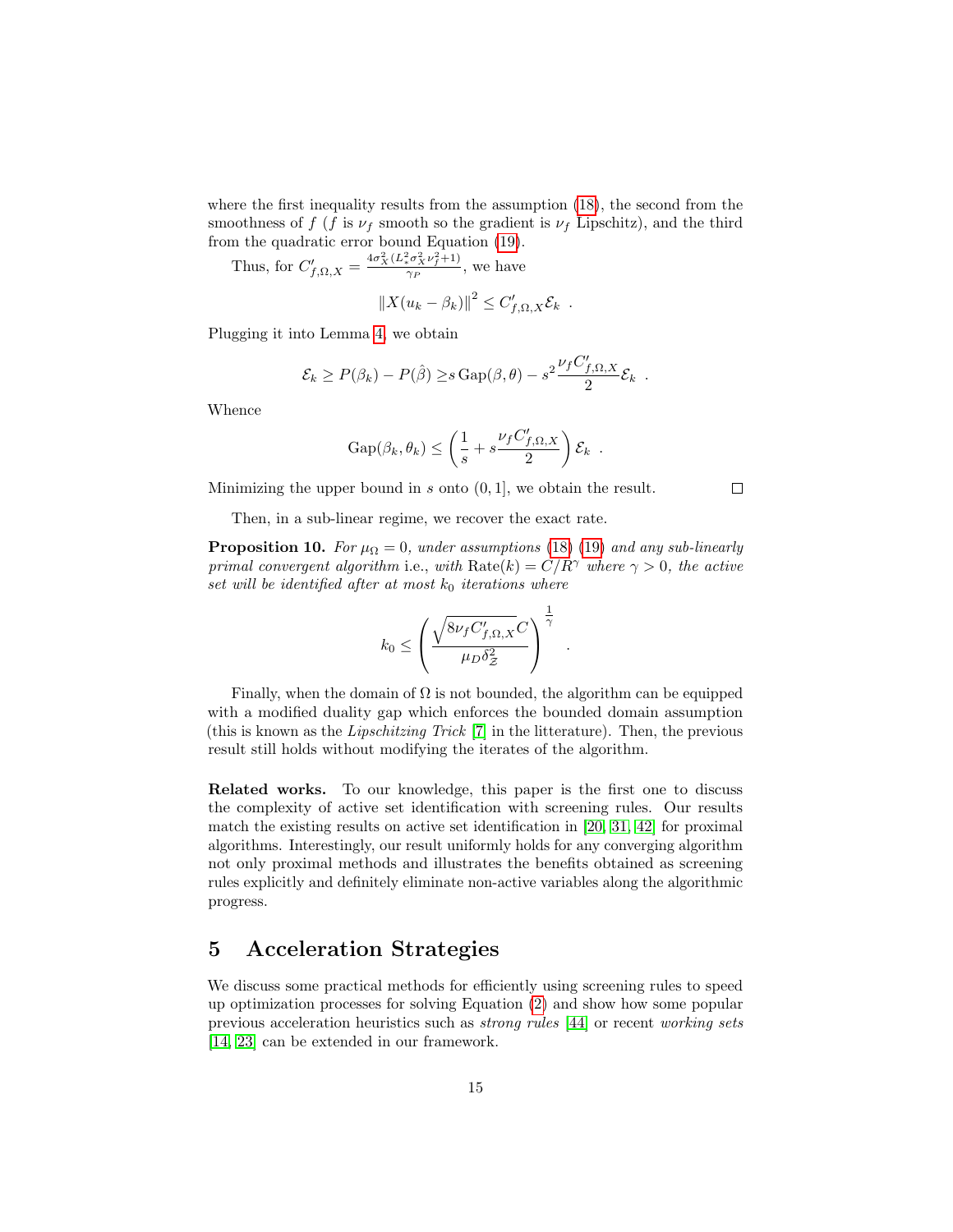where the first inequality results from the assumption (18), the second from the smoothness of $f$ ($f$ is $\nu_f$ smooth so the gradient is $\nu_f$ Lipschitz), and the third from the quadratic error bound Equation (19).

Thus, for $C'_{f,\Omega,X} = \frac{4\sigma_X^2(L_*^2\sigma_X^2\nu_f^2+1)}{\gamma_P}$, we have

$$\|X(u_k - \beta_k)\|^2 \le C'_{f,\Omega,X}\mathcal{E}_k \enspace .$$

Plugging it into Lemma 4, we obtain

$$\mathcal{E}_k \ge P(\beta_k) - P(\hat{\beta}) \ge s\,\mathrm{Gap}(\beta,\theta) - s^2\frac{\nu_f C'_{f,\Omega,X}}{2}\mathcal{E}_k \enspace .$$

Whence

$$\mathrm{Gap}(\beta_k,\theta_k) \le \left(\frac{1}{s} + s\frac{\nu_f C'_{f,\Omega,X}}{2}\right)\mathcal{E}_k \enspace .$$

Minimizing the upper bound in $s$ onto $(0,1]$, we obtain the result. $\square$

Then, in a sub-linear regime, we recover the exact rate.

**Proposition 10.** *For $\mu_\Omega = 0$, under assumptions (18) (19) and any sub-linearly primal convergent algorithm* i.e., *with* $\mathrm{Rate}(k) = C/R^\gamma$ *where $\gamma > 0$, the active set will be identified after at most $k_0$ iterations where*

$$k_0 \le \left(\frac{\sqrt{8\nu_f C'_{f,\Omega,X}}C}{\mu_D\delta_{\mathcal{Z}}^2}\right)^{\frac{1}{\gamma}} \enspace .$$

Finally, when the domain of $\Omega$ is not bounded, the algorithm can be equipped with a modified duality gap which enforces the bounded domain assumption (this is known as the *Lipschitzing Trick* [7] in the litterature). Then, the previous result still holds without modifying the iterates of the algorithm.

**Related works.** To our knowledge, this paper is the first one to discuss the complexity of active set identification with screening rules. Our results match the existing results on active set identification in [20, 31, 42] for proximal algorithms. Interestingly, our result uniformly holds for any converging algorithm not only proximal methods and illustrates the benefits obtained as screening rules explicitly and definitely eliminate non-active variables along the algorithmic progress.

## 5 Acceleration Strategies

We discuss some practical methods for efficiently using screening rules to speed up optimization processes for solving Equation (2) and show how some popular previous acceleration heuristics such as *strong rules* [44] or recent *working sets* [14, 23] can be extended in our framework.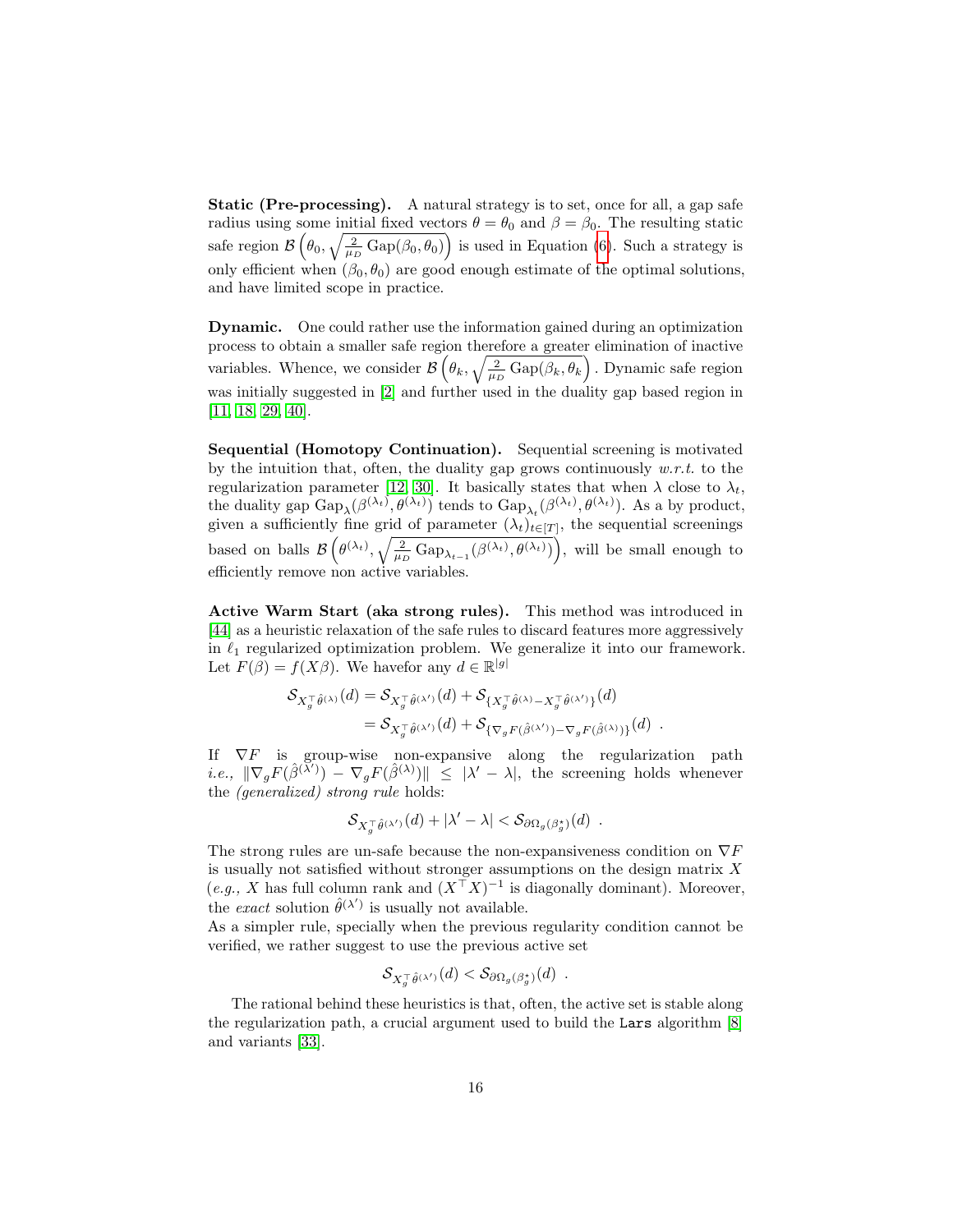**Static (Pre-processing).** A natural strategy is to set, once for all, a gap safe radius using some initial fixed vectors $\theta = \theta_0$ and $\beta = \beta_0$. The resulting static safe region $\mathcal{B}\left(\theta_0, \sqrt{\frac{2}{\mu_D} \operatorname{Gap}(\beta_0, \theta_0)}\right)$ is used in Equation (6). Such a strategy is only efficient when $(\beta_0, \theta_0)$ are good enough estimate of the optimal solutions, and have limited scope in practice.

**Dynamic.** One could rather use the information gained during an optimization process to obtain a smaller safe region therefore a greater elimination of inactive variables. Whence, we consider $\mathcal{B}\left(\theta_k, \sqrt{\frac{2}{\mu_D} \operatorname{Gap}(\beta_k, \theta_k)}\right)$. Dynamic safe region was initially suggested in [2] and further used in the duality gap based region in [11, 18, 29, 40].

**Sequential (Homotopy Continuation).** Sequential screening is motivated by the intuition that, often, the duality gap grows continuously *w.r.t.* to the regularization parameter [12, 30]. It basically states that when $\lambda$ close to $\lambda_t$, the duality gap $\operatorname{Gap}_\lambda(\beta^{(\lambda_t)}, \theta^{(\lambda_t)})$ tends to $\operatorname{Gap}_{\lambda_t}(\beta^{(\lambda_t)}, \theta^{(\lambda_t)})$. As a by product, given a sufficiently fine grid of parameter $(\lambda_t)_{t \in [T]}$, the sequential screenings based on balls $\mathcal{B}\left(\theta^{(\lambda_t)}, \sqrt{\frac{2}{\mu_D} \operatorname{Gap}_{\lambda_{t-1}}(\beta^{(\lambda_t)}, \theta^{(\lambda_t)})}\right)$, will be small enough to efficiently remove non active variables.

**Active Warm Start (aka strong rules).** This method was introduced in [44] as a heuristic relaxation of the safe rules to discard features more aggressively in $\ell_1$ regularized optimization problem. We generalize it into our framework. Let $F(\beta) = f(X\beta)$. We havefor any $d \in \mathbb{R}^{|g|}$

$$
\begin{aligned}
\mathcal{S}_{X_g^\top \hat{\theta}^{(\lambda)}}(d) &= \mathcal{S}_{X_g^\top \hat{\theta}^{(\lambda')}}(d) + \mathcal{S}_{\{X_g^\top \hat{\theta}^{(\lambda)} - X_g^\top \hat{\theta}^{(\lambda')}\}}(d) \\
&= \mathcal{S}_{X_g^\top \hat{\theta}^{(\lambda')}}(d) + \mathcal{S}_{\{\nabla_g F(\hat{\beta}^{(\lambda')}) - \nabla_g F(\hat{\beta}^{(\lambda)})\}}(d) \enspace .
\end{aligned}
$$

If $\nabla F$ is group-wise non-expansive along the regularization path *i.e.,* $\|\nabla_g F(\hat{\beta}^{(\lambda')}) - \nabla_g F(\hat{\beta}^{(\lambda)})\| \leq |\lambda' - \lambda|$, the screening holds whenever the *(generalized) strong rule* holds:

$$
\mathcal{S}_{X_g^\top \hat{\theta}^{(\lambda')}}(d) + |\lambda' - \lambda| < \mathcal{S}_{\partial \Omega_g(\beta_g^\star)}(d) \enspace .
$$

The strong rules are un-safe because the non-expansiveness condition on $\nabla F$ is usually not satisfied without stronger assumptions on the design matrix $X$ (*e.g.,* $X$ has full column rank and $(X^\top X)^{-1}$ is diagonally dominant). Moreover, the *exact* solution $\hat{\theta}^{(\lambda')}$ is usually not available.

As a simpler rule, specially when the previous regularity condition cannot be verified, we rather suggest to use the previous active set

$$
\mathcal{S}_{X_g^\top \hat{\theta}^{(\lambda')}}(d) < \mathcal{S}_{\partial \Omega_g(\beta_g^\star)}(d) \enspace .
$$

The rational behind these heuristics is that, often, the active set is stable along the regularization path, a crucial argument used to build the `Lars` algorithm [8] and variants [33].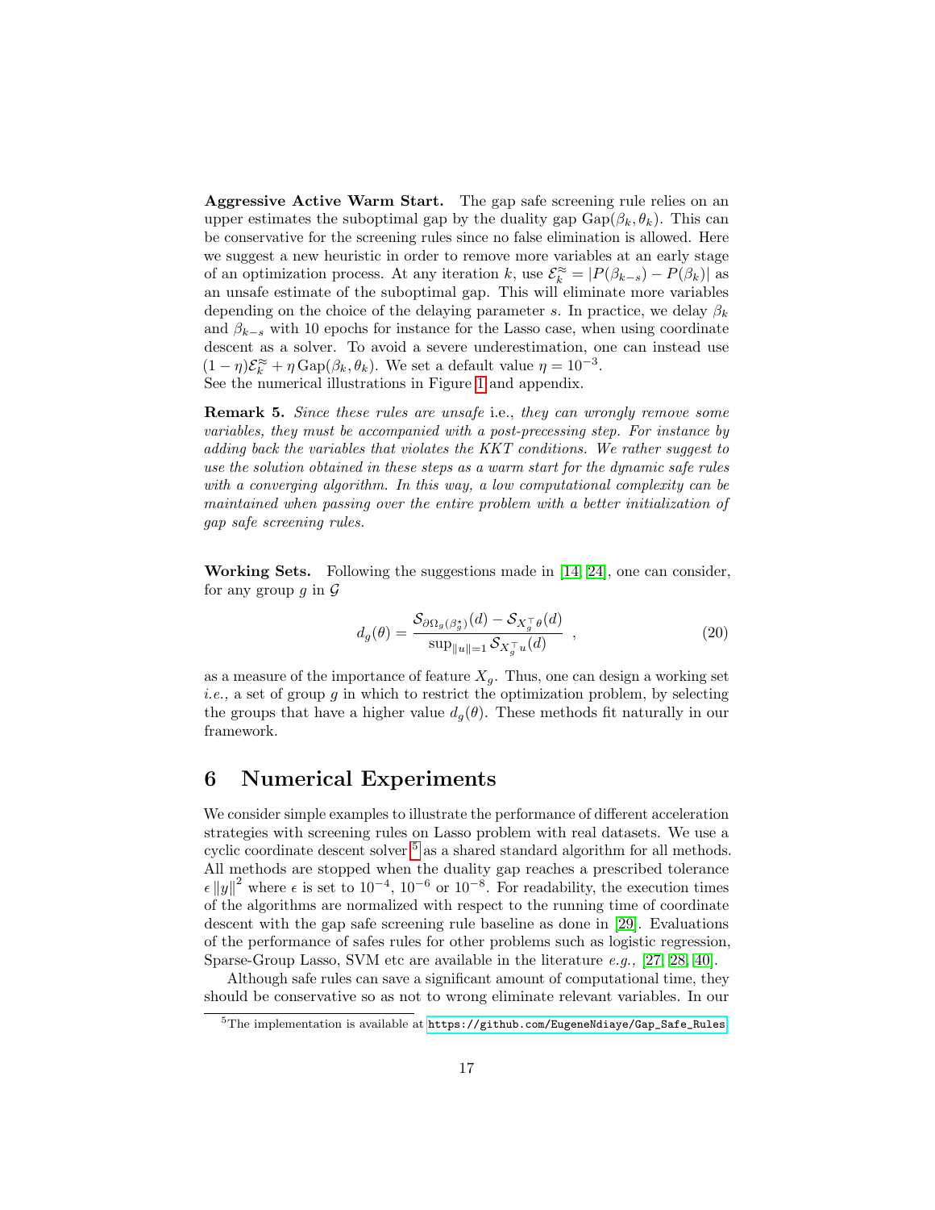**Aggressive Active Warm Start.** The gap safe screening rule relies on an upper estimates the suboptimal gap by the duality gap $\mathrm{Gap}(\beta_k, \theta_k)$. This can be conservative for the screening rules since no false elimination is allowed. Here we suggest a new heuristic in order to remove more variables at an early stage of an optimization process. At any iteration $k$, use $\mathcal{E}_k^{\approx} = |P(\beta_{k-s}) - P(\beta_k)|$ as an unsafe estimate of the suboptimal gap. This will eliminate more variables depending on the choice of the delaying parameter $s$. In practice, we delay $\beta_k$ and $\beta_{k-s}$ with 10 epochs for instance for the Lasso case, when using coordinate descent as a solver. To avoid a severe underestimation, one can instead use $(1-\eta)\mathcal{E}_k^{\approx} + \eta\,\mathrm{Gap}(\beta_k, \theta_k)$. We set a default value $\eta = 10^{-3}$.
See the numerical illustrations in Figure 1 and appendix.

**Remark 5.** *Since these rules are unsafe* i.e., *they can wrongly remove some variables, they must be accompanied with a post-precessing step. For instance by adding back the variables that violates the KKT conditions. We rather suggest to use the solution obtained in these steps as a warm start for the dynamic safe rules with a converging algorithm. In this way, a low computational complexity can be maintained when passing over the entire problem with a better initialization of gap safe screening rules.*

**Working Sets.** Following the suggestions made in [14, 24], one can consider, for any group $g$ in $\mathcal{G}$

$$d_g(\theta) = \frac{\mathcal{S}_{\partial\Omega_g(\beta_g^\star)}(d) - \mathcal{S}_{X_g^\top\theta}(d)}{\sup_{\|u\|=1} \mathcal{S}_{X_g^\top u}(d)} \ , \tag{20}$$

as a measure of the importance of feature $X_g$. Thus, one can design a working set *i.e.,* a set of group $g$ in which to restrict the optimization problem, by selecting the groups that have a higher value $d_g(\theta)$. These methods fit naturally in our framework.

# 6 Numerical Experiments

We consider simple examples to illustrate the performance of different acceleration strategies with screening rules on Lasso problem with real datasets. We use a cyclic coordinate descent solver [5] as a shared standard algorithm for all methods. All methods are stopped when the duality gap reaches a prescribed tolerance $\epsilon \|y\|^2$ where $\epsilon$ is set to $10^{-4}$, $10^{-6}$ or $10^{-8}$. For readability, the execution times of the algorithms are normalized with respect to the running time of coordinate descent with the gap safe screening rule baseline as done in [29]. Evaluations of the performance of safes rules for other problems such as logistic regression, Sparse-Group Lasso, SVM etc are available in the literature *e.g.,* [27, 28, 40].

Although safe rules can save a significant amount of computational time, they should be conservative so as not to wrong eliminate relevant variables. In our

[5] The implementation is available at `https://github.com/EugeneNdiaye/Gap_Safe_Rules`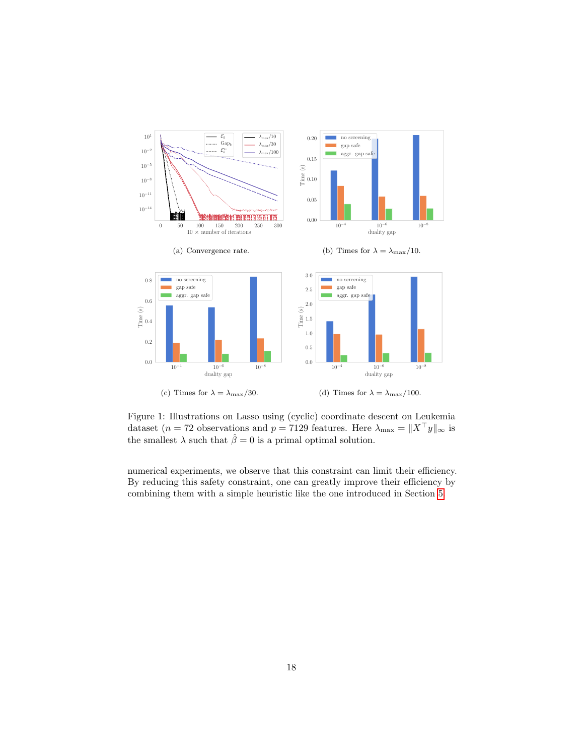(a) Convergence rate.

(b) Times for $\lambda = \lambda_{\max}/10$.

(c) Times for $\lambda = \lambda_{\max}/30$.

(d) Times for $\lambda = \lambda_{\max}/100$.

Figure 1: Illustrations on Lasso using (cyclic) coordinate descent on Leukemia dataset ($n = 72$ observations and $p = 7129$ features. Here $\lambda_{\max} = \|X^\top y\|_\infty$ is the smallest $\lambda$ such that $\hat{\beta} = 0$ is a primal optimal solution.

numerical experiments, we observe that this constraint can limit their efficiency. By reducing this safety constraint, one can greatly improve their efficiency by combining them with a simple heuristic like the one introduced in Section 5.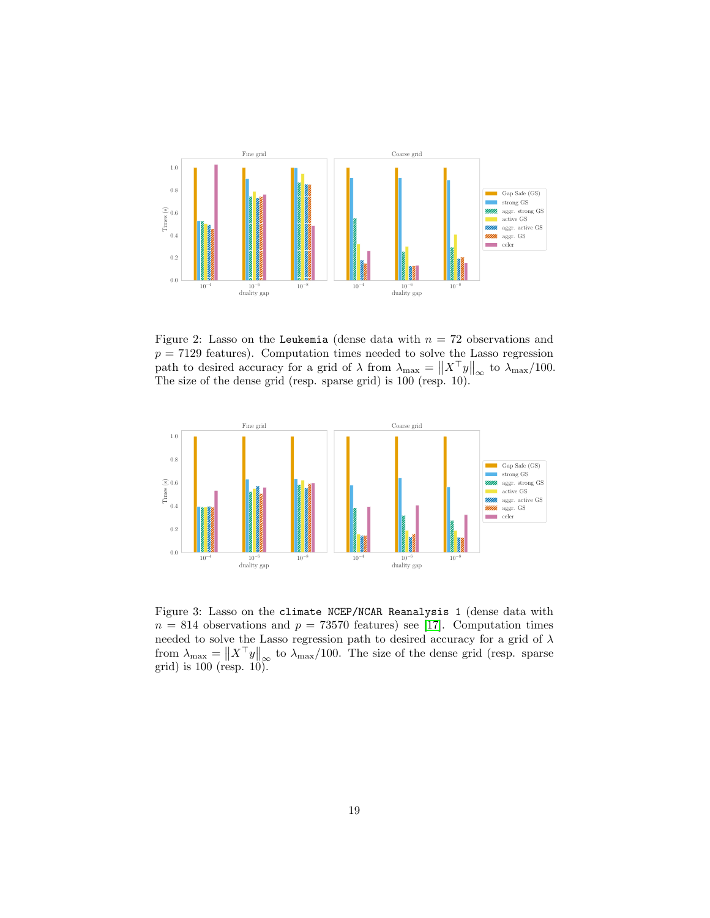Figure 2: Lasso on the `Leukemia` (dense data with $n = 72$ observations and $p = 7129$ features). Computation times needed to solve the Lasso regression path to desired accuracy for a grid of $\lambda$ from $\lambda_{\max} = \left\|X^\top y\right\|_\infty$ to $\lambda_{\max}/100$. The size of the dense grid (resp. sparse grid) is 100 (resp. 10).

Figure 3: Lasso on the `climate NCEP/NCAR Reanalysis 1` (dense data with $n = 814$ observations and $p = 73570$ features) see [17]. Computation times needed to solve the Lasso regression path to desired accuracy for a grid of $\lambda$ from $\lambda_{\max} = \left\|X^\top y\right\|_\infty$ to $\lambda_{\max}/100$. The size of the dense grid (resp. sparse grid) is 100 (resp. 10).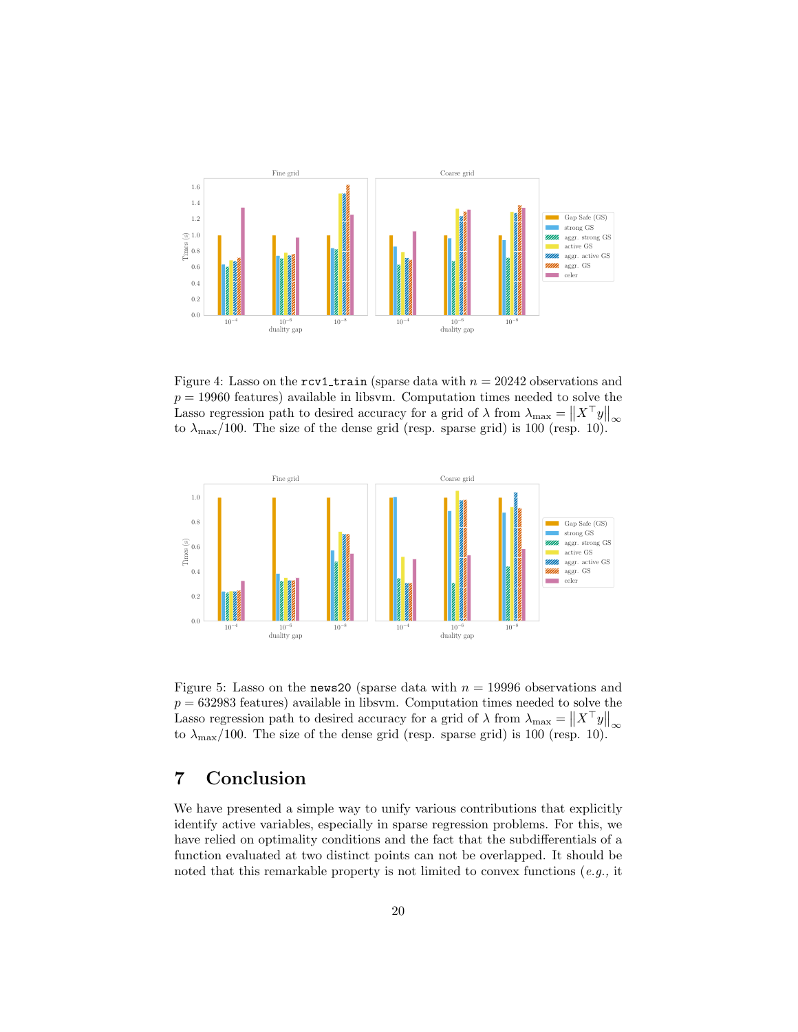Figure 4: Lasso on the `rcv1_train` (sparse data with $n = 20242$ observations and $p = 19960$ features) available in libsvm. Computation times needed to solve the Lasso regression path to desired accuracy for a grid of $\lambda$ from $\lambda_{\max} = \|X^\top y\|_\infty$ to $\lambda_{\max}/100$. The size of the dense grid (resp. sparse grid) is 100 (resp. 10).

Figure 5: Lasso on the `news20` (sparse data with $n = 19996$ observations and $p = 632983$ features) available in libsvm. Computation times needed to solve the Lasso regression path to desired accuracy for a grid of $\lambda$ from $\lambda_{\max} = \|X^\top y\|_\infty$ to $\lambda_{\max}/100$. The size of the dense grid (resp. sparse grid) is 100 (resp. 10).

## 7 Conclusion

We have presented a simple way to unify various contributions that explicitly identify active variables, especially in sparse regression problems. For this, we have relied on optimality conditions and the fact that the subdifferentials of a function evaluated at two distinct points can not be overlapped. It should be noted that this remarkable property is not limited to convex functions (*e.g.*, it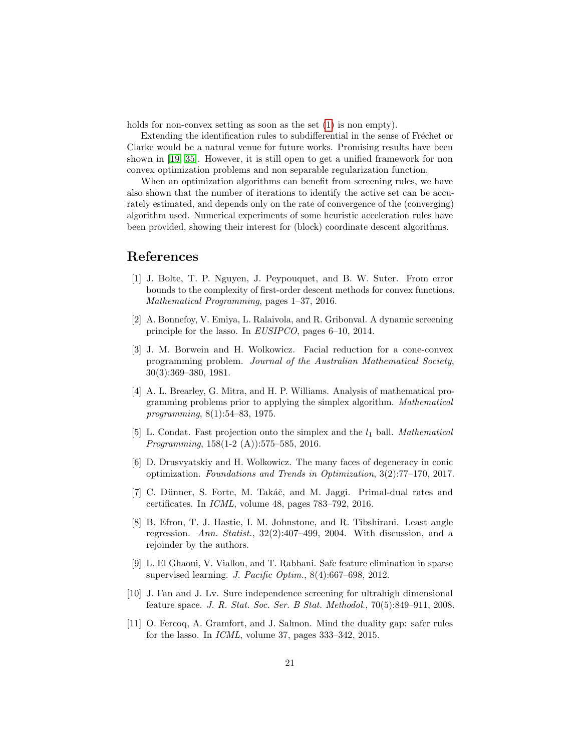holds for non-convex setting as soon as the set (1) is non empty).

Extending the identification rules to subdifferential in the sense of Fréchet or Clarke would be a natural venue for future works. Promising results have been shown in [19, 35]. However, it is still open to get a unified framework for non convex optimization problems and non separable regularization function.

When an optimization algorithms can benefit from screening rules, we have also shown that the number of iterations to identify the active set can be accurately estimated, and depends only on the rate of convergence of the (converging) algorithm used. Numerical experiments of some heuristic acceleration rules have been provided, showing their interest for (block) coordinate descent algorithms.

# References

[1] J. Bolte, T. P. Nguyen, J. Peypouquet, and B. W. Suter. From error bounds to the complexity of first-order descent methods for convex functions. *Mathematical Programming*, pages 1–37, 2016.

[2] A. Bonnefoy, V. Emiya, L. Ralaivola, and R. Gribonval. A dynamic screening principle for the lasso. In *EUSIPCO*, pages 6–10, 2014.

[3] J. M. Borwein and H. Wolkowicz. Facial reduction for a cone-convex programming problem. *Journal of the Australian Mathematical Society*, 30(3):369–380, 1981.

[4] A. L. Brearley, G. Mitra, and H. P. Williams. Analysis of mathematical programming problems prior to applying the simplex algorithm. *Mathematical programming*, 8(1):54–83, 1975.

[5] L. Condat. Fast projection onto the simplex and the $l_1$ ball. *Mathematical Programming*, 158(1-2 (A)):575–585, 2016.

[6] D. Drusvyatskiy and H. Wolkowicz. The many faces of degeneracy in conic optimization. *Foundations and Trends in Optimization*, 3(2):77–170, 2017.

[7] C. Dünner, S. Forte, M. Takáč, and M. Jaggi. Primal-dual rates and certificates. In *ICML*, volume 48, pages 783–792, 2016.

[8] B. Efron, T. J. Hastie, I. M. Johnstone, and R. Tibshirani. Least angle regression. *Ann. Statist.*, 32(2):407–499, 2004. With discussion, and a rejoinder by the authors.

[9] L. El Ghaoui, V. Viallon, and T. Rabbani. Safe feature elimination in sparse supervised learning. *J. Pacific Optim.*, 8(4):667–698, 2012.

[10] J. Fan and J. Lv. Sure independence screening for ultrahigh dimensional feature space. *J. R. Stat. Soc. Ser. B Stat. Methodol.*, 70(5):849–911, 2008.

[11] O. Fercoq, A. Gramfort, and J. Salmon. Mind the duality gap: safer rules for the lasso. In *ICML*, volume 37, pages 333–342, 2015.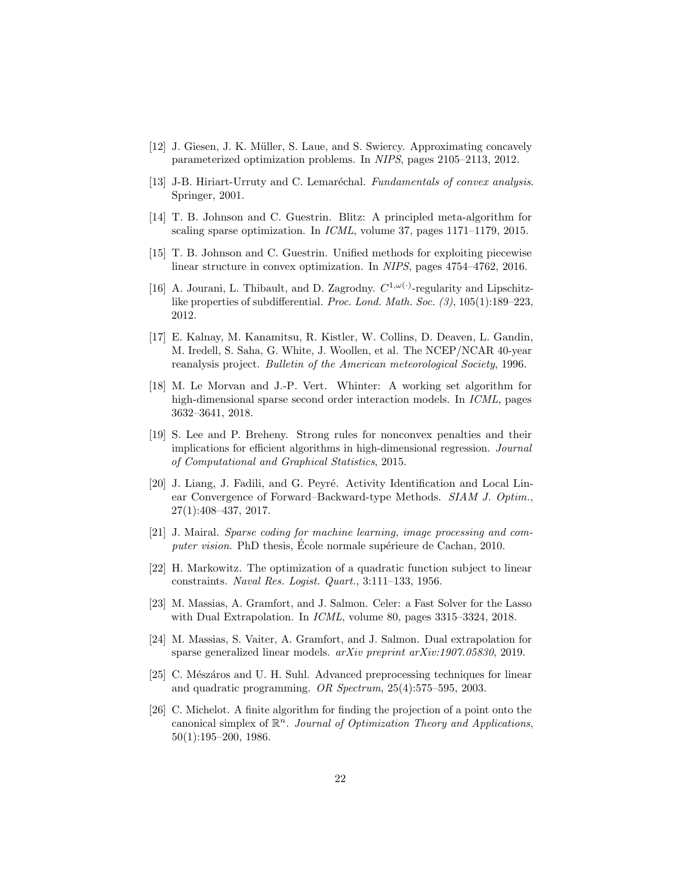[12] J. Giesen, J. K. Müller, S. Laue, and S. Swiercy. Approximating concavely parameterized optimization problems. In *NIPS*, pages 2105–2113, 2012.

[13] J-B. Hiriart-Urruty and C. Lemaréchal. *Fundamentals of convex analysis*. Springer, 2001.

[14] T. B. Johnson and C. Guestrin. Blitz: A principled meta-algorithm for scaling sparse optimization. In *ICML*, volume 37, pages 1171–1179, 2015.

[15] T. B. Johnson and C. Guestrin. Unified methods for exploiting piecewise linear structure in convex optimization. In *NIPS*, pages 4754–4762, 2016.

[16] A. Jourani, L. Thibault, and D. Zagrodny. $C^{1,\omega(\cdot)}$-regularity and Lipschitz-like properties of subdifferential. *Proc. Lond. Math. Soc. (3)*, 105(1):189–223, 2012.

[17] E. Kalnay, M. Kanamitsu, R. Kistler, W. Collins, D. Deaven, L. Gandin, M. Iredell, S. Saha, G. White, J. Woollen, et al. The NCEP/NCAR 40-year reanalysis project. *Bulletin of the American meteorological Society*, 1996.

[18] M. Le Morvan and J.-P. Vert. Whinter: A working set algorithm for high-dimensional sparse second order interaction models. In *ICML*, pages 3632–3641, 2018.

[19] S. Lee and P. Breheny. Strong rules for nonconvex penalties and their implications for efficient algorithms in high-dimensional regression. *Journal of Computational and Graphical Statistics*, 2015.

[20] J. Liang, J. Fadili, and G. Peyré. Activity Identification and Local Linear Convergence of Forward–Backward-type Methods. *SIAM J. Optim.*, 27(1):408–437, 2017.

[21] J. Mairal. *Sparse coding for machine learning, image processing and computer vision*. PhD thesis, École normale supérieure de Cachan, 2010.

[22] H. Markowitz. The optimization of a quadratic function subject to linear constraints. *Naval Res. Logist. Quart.*, 3:111–133, 1956.

[23] M. Massias, A. Gramfort, and J. Salmon. Celer: a Fast Solver for the Lasso with Dual Extrapolation. In *ICML*, volume 80, pages 3315–3324, 2018.

[24] M. Massias, S. Vaiter, A. Gramfort, and J. Salmon. Dual extrapolation for sparse generalized linear models. *arXiv preprint arXiv:1907.05830*, 2019.

[25] C. Mészáros and U. H. Suhl. Advanced preprocessing techniques for linear and quadratic programming. *OR Spectrum*, 25(4):575–595, 2003.

[26] C. Michelot. A finite algorithm for finding the projection of a point onto the canonical simplex of $\mathbb{R}^n$. *Journal of Optimization Theory and Applications*, 50(1):195–200, 1986.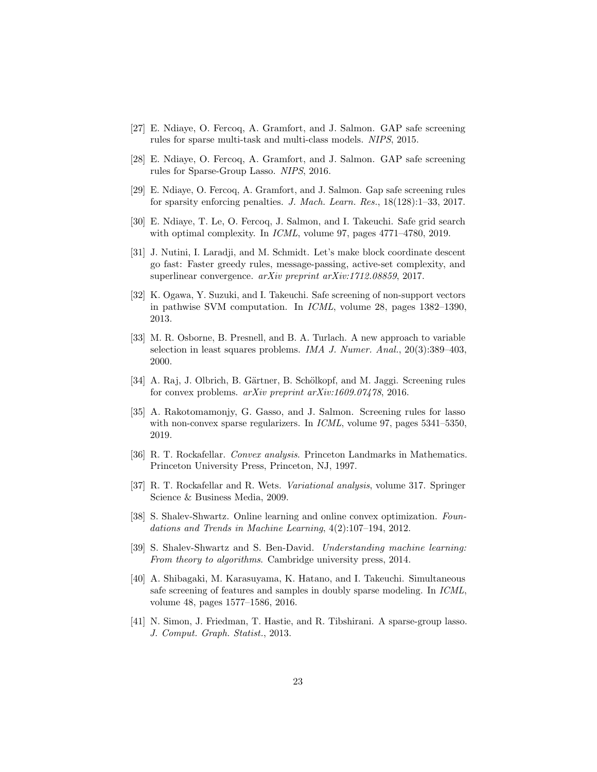[27] E. Ndiaye, O. Fercoq, A. Gramfort, and J. Salmon. GAP safe screening rules for sparse multi-task and multi-class models. *NIPS*, 2015.

[28] E. Ndiaye, O. Fercoq, A. Gramfort, and J. Salmon. GAP safe screening rules for Sparse-Group Lasso. *NIPS*, 2016.

[29] E. Ndiaye, O. Fercoq, A. Gramfort, and J. Salmon. Gap safe screening rules for sparsity enforcing penalties. *J. Mach. Learn. Res.*, 18(128):1–33, 2017.

[30] E. Ndiaye, T. Le, O. Fercoq, J. Salmon, and I. Takeuchi. Safe grid search with optimal complexity. In *ICML*, volume 97, pages 4771–4780, 2019.

[31] J. Nutini, I. Laradji, and M. Schmidt. Let's make block coordinate descent go fast: Faster greedy rules, message-passing, active-set complexity, and superlinear convergence. *arXiv preprint arXiv:1712.08859*, 2017.

[32] K. Ogawa, Y. Suzuki, and I. Takeuchi. Safe screening of non-support vectors in pathwise SVM computation. In *ICML*, volume 28, pages 1382–1390, 2013.

[33] M. R. Osborne, B. Presnell, and B. A. Turlach. A new approach to variable selection in least squares problems. *IMA J. Numer. Anal.*, 20(3):389–403, 2000.

[34] A. Raj, J. Olbrich, B. Gärtner, B. Schölkopf, and M. Jaggi. Screening rules for convex problems. *arXiv preprint arXiv:1609.07478*, 2016.

[35] A. Rakotomamonjy, G. Gasso, and J. Salmon. Screening rules for lasso with non-convex sparse regularizers. In *ICML*, volume 97, pages 5341–5350, 2019.

[36] R. T. Rockafellar. *Convex analysis*. Princeton Landmarks in Mathematics. Princeton University Press, Princeton, NJ, 1997.

[37] R. T. Rockafellar and R. Wets. *Variational analysis*, volume 317. Springer Science & Business Media, 2009.

[38] S. Shalev-Shwartz. Online learning and online convex optimization. *Foundations and Trends in Machine Learning*, 4(2):107–194, 2012.

[39] S. Shalev-Shwartz and S. Ben-David. *Understanding machine learning: From theory to algorithms*. Cambridge university press, 2014.

[40] A. Shibagaki, M. Karasuyama, K. Hatano, and I. Takeuchi. Simultaneous safe screening of features and samples in doubly sparse modeling. In *ICML*, volume 48, pages 1577–1586, 2016.

[41] N. Simon, J. Friedman, T. Hastie, and R. Tibshirani. A sparse-group lasso. *J. Comput. Graph. Statist.*, 2013.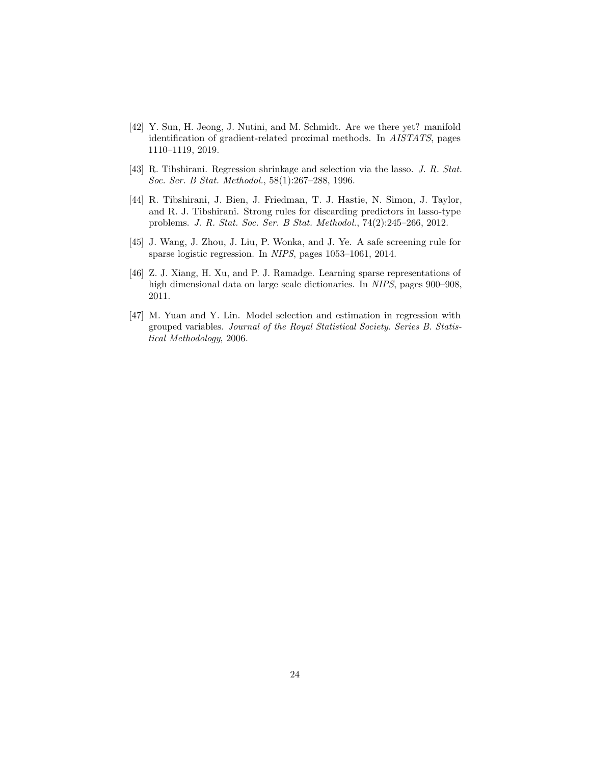[42] Y. Sun, H. Jeong, J. Nutini, and M. Schmidt. Are we there yet? manifold identification of gradient-related proximal methods. In *AISTATS*, pages 1110–1119, 2019.

[43] R. Tibshirani. Regression shrinkage and selection via the lasso. *J. R. Stat. Soc. Ser. B Stat. Methodol.*, 58(1):267–288, 1996.

[44] R. Tibshirani, J. Bien, J. Friedman, T. J. Hastie, N. Simon, J. Taylor, and R. J. Tibshirani. Strong rules for discarding predictors in lasso-type problems. *J. R. Stat. Soc. Ser. B Stat. Methodol.*, 74(2):245–266, 2012.

[45] J. Wang, J. Zhou, J. Liu, P. Wonka, and J. Ye. A safe screening rule for sparse logistic regression. In *NIPS*, pages 1053–1061, 2014.

[46] Z. J. Xiang, H. Xu, and P. J. Ramadge. Learning sparse representations of high dimensional data on large scale dictionaries. In *NIPS*, pages 900–908, 2011.

[47] M. Yuan and Y. Lin. Model selection and estimation in regression with grouped variables. *Journal of the Royal Statistical Society. Series B. Statistical Methodology*, 2006.